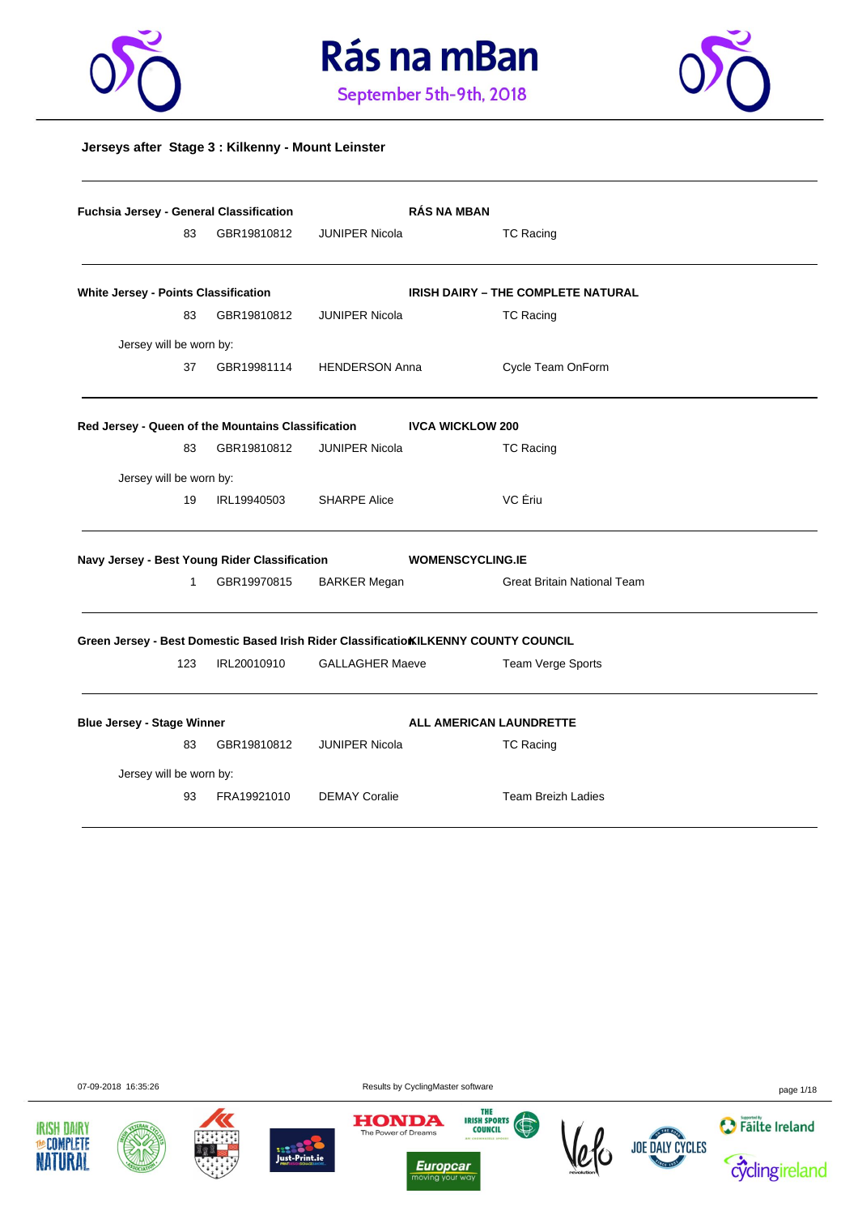# Rás na mBan

September 5th-9th, 2018

## Jerseys after Stage 3 : Kilkenny - Mount Leinster

**Fuchsia Jersey - General Classification** — **RÁS NA MBAN**

| 83 | GBR19810812 | JUNIPER Nicola | TC Racing |
|---|---|---|---|

**White Jersey - Points Classification** — **IRISH DAIRY – THE COMPLETE NATURAL**

| 83 | GBR19810812 | JUNIPER Nicola | TC Racing |
|---|---|---|---|

Jersey will be worn by:

| 37 | GBR19981114 | HENDERSON Anna | Cycle Team OnForm |
|---|---|---|---|

**Red Jersey - Queen of the Mountains Classification** — **IVCA WICKLOW 200**

| 83 | GBR19810812 | JUNIPER Nicola | TC Racing |
|---|---|---|---|

Jersey will be worn by:

| 19 | IRL19940503 | SHARPE Alice | VC Ériu |
|---|---|---|---|

**Navy Jersey - Best Young Rider Classification** — **WOMENSCYCLING.IE**

| 1 | GBR19970815 | BARKER Megan | Great Britain National Team |
|---|---|---|---|

**Green Jersey - Best Domestic Based Irish Rider Classification** — **KILKENNY COUNTY COUNCIL**

| 123 | IRL20010910 | GALLAGHER Maeve | Team Verge Sports |
|---|---|---|---|

**Blue Jersey - Stage Winner** — **ALL AMERICAN LAUNDRETTE**

| 83 | GBR19810812 | JUNIPER Nicola | TC Racing |
|---|---|---|---|

Jersey will be worn by:

| 93 | FRA19921010 | DEMAY Coralie | Team Breizh Ladies |
|---|---|---|---|

07-09-2018 16:35:26 — Results by CyclingMaster software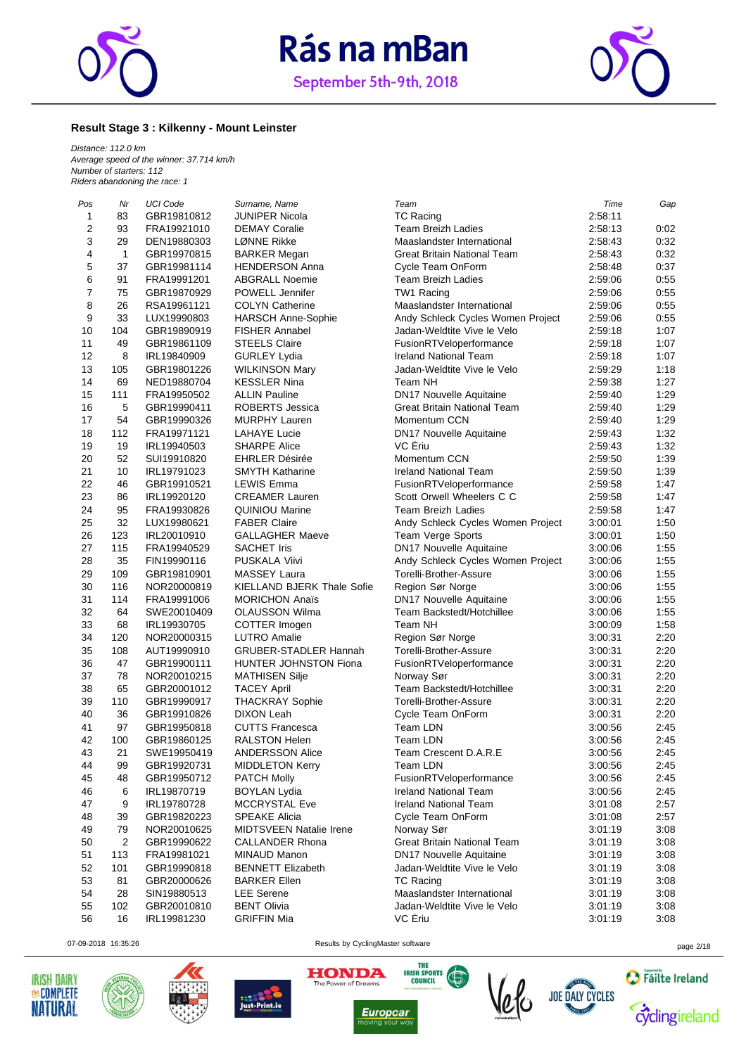# Rás na mBan

September 5th-9th, 2018

### Result Stage 3 : Kilkenny - Mount Leinster

*Distance: 112.0 km*
*Average speed of the winner: 37.714 km/h*
*Number of starters: 112*
*Riders abandoning the race: 1*

| Pos | Nr | UCI Code | Surname, Name | Team | Time | Gap |
|---|---|---|---|---|---|---|
| 1 | 83 | GBR19810812 | JUNIPER Nicola | TC Racing | 2:58:11 | |
| 2 | 93 | FRA19921010 | DEMAY Coralie | Team Breizh Ladies | 2:58:13 | 0:02 |
| 3 | 29 | DEN19880303 | LØNNE Rikke | Maaslandster International | 2:58:43 | 0:32 |
| 4 | 1 | GBR19970815 | BARKER Megan | Great Britain National Team | 2:58:43 | 0:32 |
| 5 | 37 | GBR19981114 | HENDERSON Anna | Cycle Team OnForm | 2:58:48 | 0:37 |
| 6 | 91 | FRA19991201 | ABGRALL Noemie | Team Breizh Ladies | 2:59:06 | 0:55 |
| 7 | 75 | GBR19870929 | POWELL Jennifer | TW1 Racing | 2:59:06 | 0:55 |
| 8 | 26 | RSA19961121 | COLYN Catherine | Maaslandster International | 2:59:06 | 0:55 |
| 9 | 33 | LUX19990803 | HARSCH Anne-Sophie | Andy Schleck Cycles Women Project | 2:59:06 | 0:55 |
| 10 | 104 | GBR19890919 | FISHER Annabel | Jadan-Weldtite Vive le Velo | 2:59:18 | 1:07 |
| 11 | 49 | GBR19861109 | STEELS Claire | FusionRTVeloperformance | 2:59:18 | 1:07 |
| 12 | 8 | IRL19840909 | GURLEY Lydia | Ireland National Team | 2:59:18 | 1:07 |
| 13 | 105 | GBR19801226 | WILKINSON Mary | Jadan-Weldtite Vive le Velo | 2:59:29 | 1:18 |
| 14 | 69 | NED19880704 | KESSLER Nina | Team NH | 2:59:38 | 1:27 |
| 15 | 111 | FRA19950502 | ALLIN Pauline | DN17 Nouvelle Aquitaine | 2:59:40 | 1:29 |
| 16 | 5 | GBR19990411 | ROBERTS Jessica | Great Britain National Team | 2:59:40 | 1:29 |
| 17 | 54 | GBR19990326 | MURPHY Lauren | Momentum CCN | 2:59:40 | 1:29 |
| 18 | 112 | FRA19971121 | LAHAYE Lucie | DN17 Nouvelle Aquitaine | 2:59:43 | 1:32 |
| 19 | 19 | IRL19940503 | SHARPE Alice | VC Ériu | 2:59:43 | 1:32 |
| 20 | 52 | SUI19910820 | EHRLER Désirée | Momentum CCN | 2:59:50 | 1:39 |
| 21 | 10 | IRL19791023 | SMYTH Katharine | Ireland National Team | 2:59:50 | 1:39 |
| 22 | 46 | GBR19910521 | LEWIS Emma | FusionRTVeloperformance | 2:59:58 | 1:47 |
| 23 | 86 | IRL19920120 | CREAMER Lauren | Scott Orwell Wheelers C C | 2:59:58 | 1:47 |
| 24 | 95 | FRA19930826 | QUINIOU Marine | Team Breizh Ladies | 2:59:58 | 1:47 |
| 25 | 32 | LUX19980621 | FABER Claire | Andy Schleck Cycles Women Project | 3:00:01 | 1:50 |
| 26 | 123 | IRL20010910 | GALLAGHER Maeve | Team Verge Sports | 3:00:01 | 1:50 |
| 27 | 115 | FRA19940529 | SACHET Iris | DN17 Nouvelle Aquitaine | 3:00:06 | 1:55 |
| 28 | 35 | FIN19990116 | PUSKALA Viivi | Andy Schleck Cycles Women Project | 3:00:06 | 1:55 |
| 29 | 109 | GBR19810901 | MASSEY Laura | Torelli-Brother-Assure | 3:00:06 | 1:55 |
| 30 | 116 | NOR20000819 | KIELLAND BJERK Thale Sofie | Region Sør Norge | 3:00:06 | 1:55 |
| 31 | 114 | FRA19991006 | MORICHON Anaïs | DN17 Nouvelle Aquitaine | 3:00:06 | 1:55 |
| 32 | 64 | SWE20010409 | OLAUSSON Wilma | Team Backstedt/Hotchillee | 3:00:06 | 1:55 |
| 33 | 68 | IRL19930705 | COTTER Imogen | Team NH | 3:00:09 | 1:58 |
| 34 | 120 | NOR20000315 | LUTRO Amalie | Region Sør Norge | 3:00:31 | 2:20 |
| 35 | 108 | AUT19990910 | GRUBER-STADLER Hannah | Torelli-Brother-Assure | 3:00:31 | 2:20 |
| 36 | 47 | GBR19900111 | HUNTER JOHNSTON Fiona | FusionRTVeloperformance | 3:00:31 | 2:20 |
| 37 | 78 | NOR20010215 | MATHISEN Silje | Norway Sør | 3:00:31 | 2:20 |
| 38 | 65 | GBR20001012 | TACEY April | Team Backstedt/Hotchillee | 3:00:31 | 2:20 |
| 39 | 110 | GBR19990917 | THACKRAY Sophie | Torelli-Brother-Assure | 3:00:31 | 2:20 |
| 40 | 36 | GBR19910826 | DIXON Leah | Cycle Team OnForm | 3:00:31 | 2:20 |
| 41 | 97 | GBR19950818 | CUTTS Francesca | Team LDN | 3:00:56 | 2:45 |
| 42 | 100 | GBR19860125 | RALSTON Helen | Team LDN | 3:00:56 | 2:45 |
| 43 | 21 | SWE19950419 | ANDERSSON Alice | Team Crescent D.A.R.E | 3:00:56 | 2:45 |
| 44 | 99 | GBR19920731 | MIDDLETON Kerry | Team LDN | 3:00:56 | 2:45 |
| 45 | 48 | GBR19950712 | PATCH Molly | FusionRTVeloperformance | 3:00:56 | 2:45 |
| 46 | 6 | IRL19870719 | BOYLAN Lydia | Ireland National Team | 3:00:56 | 2:45 |
| 47 | 9 | IRL19780728 | MCCRYSTAL Eve | Ireland National Team | 3:01:08 | 2:57 |
| 48 | 39 | GBR19820223 | SPEAKE Alicia | Cycle Team OnForm | 3:01:08 | 2:57 |
| 49 | 79 | NOR20010625 | MIDTSVEEN Natalie Irene | Norway Sør | 3:01:19 | 3:08 |
| 50 | 2 | GBR19990622 | CALLANDER Rhona | Great Britain National Team | 3:01:19 | 3:08 |
| 51 | 113 | FRA19981021 | MINAUD Manon | DN17 Nouvelle Aquitaine | 3:01:19 | 3:08 |
| 52 | 101 | GBR19990818 | BENNETT Elizabeth | Jadan-Weldtite Vive le Velo | 3:01:19 | 3:08 |
| 53 | 81 | GBR20000626 | BARKER Ellen | TC Racing | 3:01:19 | 3:08 |
| 54 | 28 | SIN19880513 | LEE Serene | Maaslandster International | 3:01:19 | 3:08 |
| 55 | 102 | GBR20010810 | BENT Olivia | Jadan-Weldtite Vive le Velo | 3:01:19 | 3:08 |
| 56 | 16 | IRL19981230 | GRIFFIN Mia | VC Ériu | 3:01:19 | 3:08 |

07-09-2018 16:35:26 — Results by CyclingMaster software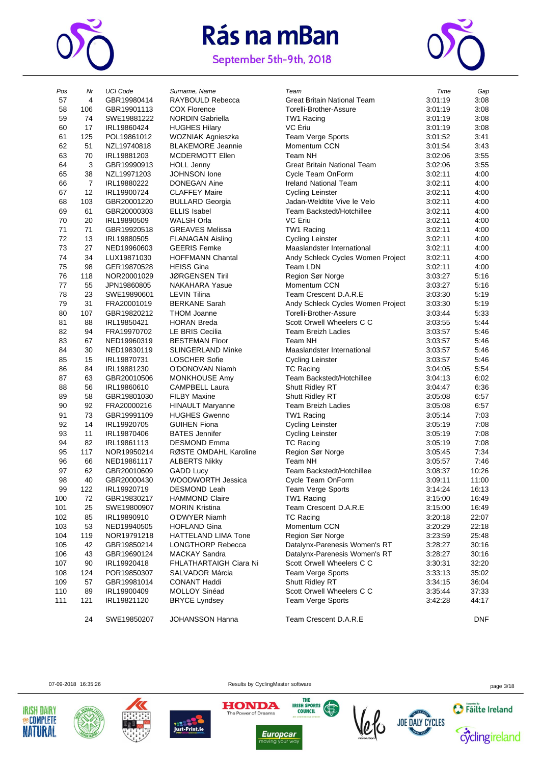# Rás na mBan

September 5th-9th, 2018

| Pos | Nr | UCI Code | Surname, Name | Team | Time | Gap |
|---|---|---|---|---|---|---|
| 57 | 4 | GBR19980414 | RAYBOULD Rebecca | Great Britain National Team | 3:01:19 | 3:08 |
| 58 | 106 | GBR19901113 | COX Florence | Torelli-Brother-Assure | 3:01:19 | 3:08 |
| 59 | 74 | SWE19881222 | NORDIN Gabriella | TW1 Racing | 3:01:19 | 3:08 |
| 60 | 17 | IRL19860424 | HUGHES Hilary | VC Ériu | 3:01:19 | 3:08 |
| 61 | 125 | POL19861012 | WOZNIAK Agnieszka | Team Verge Sports | 3:01:52 | 3:41 |
| 62 | 51 | NZL19740818 | BLAKEMORE Jeannie | Momentum CCN | 3:01:54 | 3:43 |
| 63 | 70 | IRL19881203 | MCDERMOTT Ellen | Team NH | 3:02:06 | 3:55 |
| 64 | 3 | GBR19990913 | HOLL Jenny | Great Britain National Team | 3:02:06 | 3:55 |
| 65 | 38 | NZL19971203 | JOHNSON Ione | Cycle Team OnForm | 3:02:11 | 4:00 |
| 66 | 7 | IRL19880222 | DONEGAN Aine | Ireland National Team | 3:02:11 | 4:00 |
| 67 | 12 | IRL19900724 | CLAFFEY Maire | Cycling Leinster | 3:02:11 | 4:00 |
| 68 | 103 | GBR20001220 | BULLARD Georgia | Jadan-Weldtite Vive le Velo | 3:02:11 | 4:00 |
| 69 | 61 | GBR20000303 | ELLIS Isabel | Team Backstedt/Hotchillee | 3:02:11 | 4:00 |
| 70 | 20 | IRL19890509 | WALSH Orla | VC Ériu | 3:02:11 | 4:00 |
| 71 | 71 | GBR19920518 | GREAVES Melissa | TW1 Racing | 3:02:11 | 4:00 |
| 72 | 13 | IRL19880505 | FLANAGAN Aisling | Cycling Leinster | 3:02:11 | 4:00 |
| 73 | 27 | NED19960603 | GEERIS Femke | Maaslandster International | 3:02:11 | 4:00 |
| 74 | 34 | LUX19871030 | HOFFMANN Chantal | Andy Schleck Cycles Women Project | 3:02:11 | 4:00 |
| 75 | 98 | GER19870528 | HEISS Gina | Team LDN | 3:02:11 | 4:00 |
| 76 | 118 | NOR20001029 | JØRGENSEN Tiril | Region Sør Norge | 3:03:27 | 5:16 |
| 77 | 55 | JPN19860805 | NAKAHARA Yasue | Momentum CCN | 3:03:27 | 5:16 |
| 78 | 23 | SWE19890601 | LEVIN Tilina | Team Crescent D.A.R.E | 3:03:30 | 5:19 |
| 79 | 31 | FRA20001019 | BERKANE Sarah | Andy Schleck Cycles Women Project | 3:03:30 | 5:19 |
| 80 | 107 | GBR19820212 | THOM Joanne | Torelli-Brother-Assure | 3:03:44 | 5:33 |
| 81 | 88 | IRL19850421 | HORAN Breda | Scott Orwell Wheelers C C | 3:03:55 | 5:44 |
| 82 | 94 | FRA19970702 | LE BRIS Cecilia | Team Breizh Ladies | 3:03:57 | 5:46 |
| 83 | 67 | NED19960319 | BESTEMAN Floor | Team NH | 3:03:57 | 5:46 |
| 84 | 30 | NED19830119 | SLINGERLAND Minke | Maaslandster International | 3:03:57 | 5:46 |
| 85 | 15 | IRL19870731 | LOSCHER Sofie | Cycling Leinster | 3:03:57 | 5:46 |
| 86 | 84 | IRL19881230 | O'DONOVAN Niamh | TC Racing | 3:04:05 | 5:54 |
| 87 | 63 | GBR20010506 | MONKHOUSE Amy | Team Backstedt/Hotchillee | 3:04:13 | 6:02 |
| 88 | 56 | IRL19860610 | CAMPBELL Laura | Shutt Ridley RT | 3:04:47 | 6:36 |
| 89 | 58 | GBR19801030 | FILBY Maxine | Shutt Ridley RT | 3:05:08 | 6:57 |
| 90 | 92 | FRA20000216 | HINAULT Maryanne | Team Breizh Ladies | 3:05:08 | 6:57 |
| 91 | 73 | GBR19991109 | HUGHES Gwenno | TW1 Racing | 3:05:14 | 7:03 |
| 92 | 14 | IRL19920705 | GUIHEN Fiona | Cycling Leinster | 3:05:19 | 7:08 |
| 93 | 11 | IRL19870406 | BATES Jennifer | Cycling Leinster | 3:05:19 | 7:08 |
| 94 | 82 | IRL19861113 | DESMOND Emma | TC Racing | 3:05:19 | 7:08 |
| 95 | 117 | NOR19950214 | RØSTE OMDAHL Karoline | Region Sør Norge | 3:05:45 | 7:34 |
| 96 | 66 | NED19861117 | ALBERTS Nikky | Team NH | 3:05:57 | 7:46 |
| 97 | 62 | GBR20010609 | GADD Lucy | Team Backstedt/Hotchillee | 3:08:37 | 10:26 |
| 98 | 40 | GBR20000430 | WOODWORTH Jessica | Cycle Team OnForm | 3:09:11 | 11:00 |
| 99 | 122 | IRL19920719 | DESMOND Leah | Team Verge Sports | 3:14:24 | 16:13 |
| 100 | 72 | GBR19830217 | HAMMOND Claire | TW1 Racing | 3:15:00 | 16:49 |
| 101 | 25 | SWE19800907 | MORIN Kristina | Team Crescent D.A.R.E | 3:15:00 | 16:49 |
| 102 | 85 | IRL19890910 | O'DWYER Niamh | TC Racing | 3:20:18 | 22:07 |
| 103 | 53 | NED19940505 | HOFLAND Gina | Momentum CCN | 3:20:29 | 22:18 |
| 104 | 119 | NOR19791218 | HATTELAND LIMA Tone | Region Sør Norge | 3:23:59 | 25:48 |
| 105 | 42 | GBR19850214 | LONGTHORP Rebecca | Datalynx-Parenesis Women's RT | 3:28:27 | 30:16 |
| 106 | 43 | GBR19690124 | MACKAY Sandra | Datalynx-Parenesis Women's RT | 3:28:27 | 30:16 |
| 107 | 90 | IRL19920418 | FHLATHARTAIGH Ciara Ni | Scott Orwell Wheelers C C | 3:30:31 | 32:20 |
| 108 | 124 | POR19850307 | SALVADOR Márcia | Team Verge Sports | 3:33:13 | 35:02 |
| 109 | 57 | GBR19981014 | CONANT Haddi | Shutt Ridley RT | 3:34:15 | 36:04 |
| 110 | 89 | IRL19900409 | MOLLOY Sinéad | Scott Orwell Wheelers C C | 3:35:44 | 37:33 |
| 111 | 121 | IRL19821120 | BRYCE Lyndsey | Team Verge Sports | 3:42:28 | 44:17 |
| | 24 | SWE19850207 | JOHANSSON Hanna | Team Crescent D.A.R.E | | DNF |

07-09-2018 16:35:26 — Results by CyclingMaster software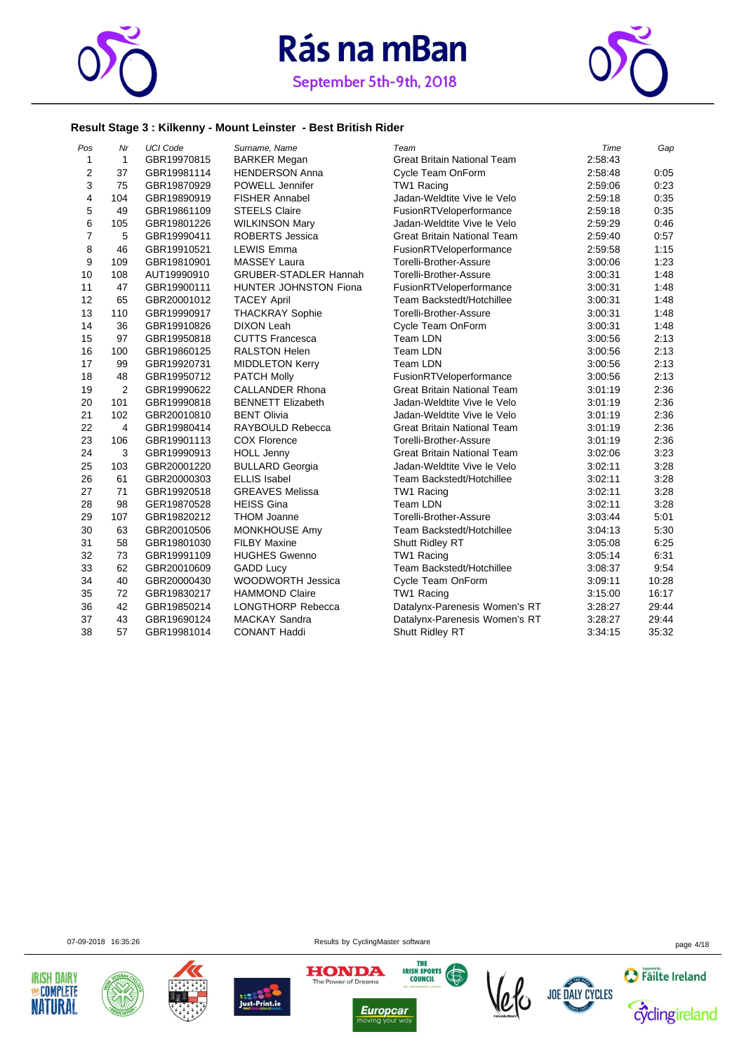# Rás na mBan

September 5th-9th, 2018

### Result Stage 3 : Kilkenny - Mount Leinster - Best British Rider

| Pos | Nr | UCI Code | Surname, Name | Team | Time | Gap |
|---|---|---|---|---|---|---|
| 1 | 1 | GBR19970815 | BARKER Megan | Great Britain National Team | 2:58:43 | |
| 2 | 37 | GBR19981114 | HENDERSON Anna | Cycle Team OnForm | 2:58:48 | 0:05 |
| 3 | 75 | GBR19870929 | POWELL Jennifer | TW1 Racing | 2:59:06 | 0:23 |
| 4 | 104 | GBR19890919 | FISHER Annabel | Jadan-Weldtite Vive le Velo | 2:59:18 | 0:35 |
| 5 | 49 | GBR19861109 | STEELS Claire | FusionRTVeloperformance | 2:59:18 | 0:35 |
| 6 | 105 | GBR19801226 | WILKINSON Mary | Jadan-Weldtite Vive le Velo | 2:59:29 | 0:46 |
| 7 | 5 | GBR19990411 | ROBERTS Jessica | Great Britain National Team | 2:59:40 | 0:57 |
| 8 | 46 | GBR19910521 | LEWIS Emma | FusionRTVeloperformance | 2:59:58 | 1:15 |
| 9 | 109 | GBR19810901 | MASSEY Laura | Torelli-Brother-Assure | 3:00:06 | 1:23 |
| 10 | 108 | AUT19990910 | GRUBER-STADLER Hannah | Torelli-Brother-Assure | 3:00:31 | 1:48 |
| 11 | 47 | GBR19900111 | HUNTER JOHNSTON Fiona | FusionRTVeloperformance | 3:00:31 | 1:48 |
| 12 | 65 | GBR20001012 | TACEY April | Team Backstedt/Hotchillee | 3:00:31 | 1:48 |
| 13 | 110 | GBR19990917 | THACKRAY Sophie | Torelli-Brother-Assure | 3:00:31 | 1:48 |
| 14 | 36 | GBR19910826 | DIXON Leah | Cycle Team OnForm | 3:00:31 | 1:48 |
| 15 | 97 | GBR19950818 | CUTTS Francesca | Team LDN | 3:00:56 | 2:13 |
| 16 | 100 | GBR19860125 | RALSTON Helen | Team LDN | 3:00:56 | 2:13 |
| 17 | 99 | GBR19920731 | MIDDLETON Kerry | Team LDN | 3:00:56 | 2:13 |
| 18 | 48 | GBR19950712 | PATCH Molly | FusionRTVeloperformance | 3:00:56 | 2:13 |
| 19 | 2 | GBR19990622 | CALLANDER Rhona | Great Britain National Team | 3:01:19 | 2:36 |
| 20 | 101 | GBR19990818 | BENNETT Elizabeth | Jadan-Weldtite Vive le Velo | 3:01:19 | 2:36 |
| 21 | 102 | GBR20010810 | BENT Olivia | Jadan-Weldtite Vive le Velo | 3:01:19 | 2:36 |
| 22 | 4 | GBR19980414 | RAYBOULD Rebecca | Great Britain National Team | 3:01:19 | 2:36 |
| 23 | 106 | GBR19901113 | COX Florence | Torelli-Brother-Assure | 3:01:19 | 2:36 |
| 24 | 3 | GBR19990913 | HOLL Jenny | Great Britain National Team | 3:02:06 | 3:23 |
| 25 | 103 | GBR20001220 | BULLARD Georgia | Jadan-Weldtite Vive le Velo | 3:02:11 | 3:28 |
| 26 | 61 | GBR20000303 | ELLIS Isabel | Team Backstedt/Hotchillee | 3:02:11 | 3:28 |
| 27 | 71 | GBR19920518 | GREAVES Melissa | TW1 Racing | 3:02:11 | 3:28 |
| 28 | 98 | GER19870528 | HEISS Gina | Team LDN | 3:02:11 | 3:28 |
| 29 | 107 | GBR19820212 | THOM Joanne | Torelli-Brother-Assure | 3:03:44 | 5:01 |
| 30 | 63 | GBR20010506 | MONKHOUSE Amy | Team Backstedt/Hotchillee | 3:04:13 | 5:30 |
| 31 | 58 | GBR19801030 | FILBY Maxine | Shutt Ridley RT | 3:05:08 | 6:25 |
| 32 | 73 | GBR19991109 | HUGHES Gwenno | TW1 Racing | 3:05:14 | 6:31 |
| 33 | 62 | GBR20010609 | GADD Lucy | Team Backstedt/Hotchillee | 3:08:37 | 9:54 |
| 34 | 40 | GBR20000430 | WOODWORTH Jessica | Cycle Team OnForm | 3:09:11 | 10:28 |
| 35 | 72 | GBR19830217 | HAMMOND Claire | TW1 Racing | 3:15:00 | 16:17 |
| 36 | 42 | GBR19850214 | LONGTHORP Rebecca | Datalynx-Parenesis Women's RT | 3:28:27 | 29:44 |
| 37 | 43 | GBR19690124 | MACKAY Sandra | Datalynx-Parenesis Women's RT | 3:28:27 | 29:44 |
| 38 | 57 | GBR19981014 | CONANT Haddi | Shutt Ridley RT | 3:34:15 | 35:32 |

07-09-2018 16:35:26 Results by CyclingMaster software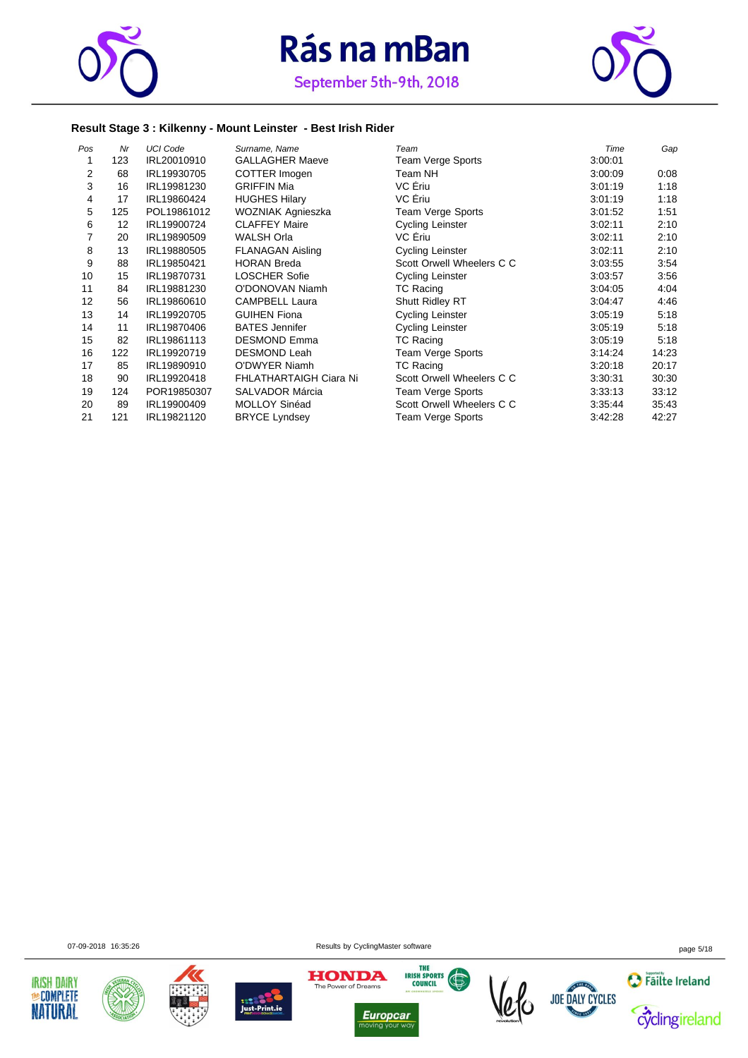# Rás na mBan

September 5th-9th, 2018

### Result Stage 3 : Kilkenny - Mount Leinster - Best Irish Rider

| Pos | Nr | UCI Code | Surname, Name | Team | Time | Gap |
|---|---|---|---|---|---|---|
| 1 | 123 | IRL20010910 | GALLAGHER Maeve | Team Verge Sports | 3:00:01 | |
| 2 | 68 | IRL19930705 | COTTER Imogen | Team NH | 3:00:09 | 0:08 |
| 3 | 16 | IRL19981230 | GRIFFIN Mia | VC Ériu | 3:01:19 | 1:18 |
| 4 | 17 | IRL19860424 | HUGHES Hilary | VC Ériu | 3:01:19 | 1:18 |
| 5 | 125 | POL19861012 | WOZNIAK Agnieszka | Team Verge Sports | 3:01:52 | 1:51 |
| 6 | 12 | IRL19900724 | CLAFFEY Maire | Cycling Leinster | 3:02:11 | 2:10 |
| 7 | 20 | IRL19890509 | WALSH Orla | VC Ériu | 3:02:11 | 2:10 |
| 8 | 13 | IRL19880505 | FLANAGAN Aisling | Cycling Leinster | 3:02:11 | 2:10 |
| 9 | 88 | IRL19850421 | HORAN Breda | Scott Orwell Wheelers C C | 3:03:55 | 3:54 |
| 10 | 15 | IRL19870731 | LOSCHER Sofie | Cycling Leinster | 3:03:57 | 3:56 |
| 11 | 84 | IRL19881230 | O'DONOVAN Niamh | TC Racing | 3:04:05 | 4:04 |
| 12 | 56 | IRL19860610 | CAMPBELL Laura | Shutt Ridley RT | 3:04:47 | 4:46 |
| 13 | 14 | IRL19920705 | GUIHEN Fiona | Cycling Leinster | 3:05:19 | 5:18 |
| 14 | 11 | IRL19870406 | BATES Jennifer | Cycling Leinster | 3:05:19 | 5:18 |
| 15 | 82 | IRL19861113 | DESMOND Emma | TC Racing | 3:05:19 | 5:18 |
| 16 | 122 | IRL19920719 | DESMOND Leah | Team Verge Sports | 3:14:24 | 14:23 |
| 17 | 85 | IRL19890910 | O'DWYER Niamh | TC Racing | 3:20:18 | 20:17 |
| 18 | 90 | IRL19920418 | FHLATHARTAIGH Ciara Ni | Scott Orwell Wheelers C C | 3:30:31 | 30:30 |
| 19 | 124 | POR19850307 | SALVADOR Márcia | Team Verge Sports | 3:33:13 | 33:12 |
| 20 | 89 | IRL19900409 | MOLLOY Sinéad | Scott Orwell Wheelers C C | 3:35:44 | 35:43 |
| 21 | 121 | IRL19821120 | BRYCE Lyndsey | Team Verge Sports | 3:42:28 | 42:27 |

07-09-2018 16:35:26 Results by CyclingMaster software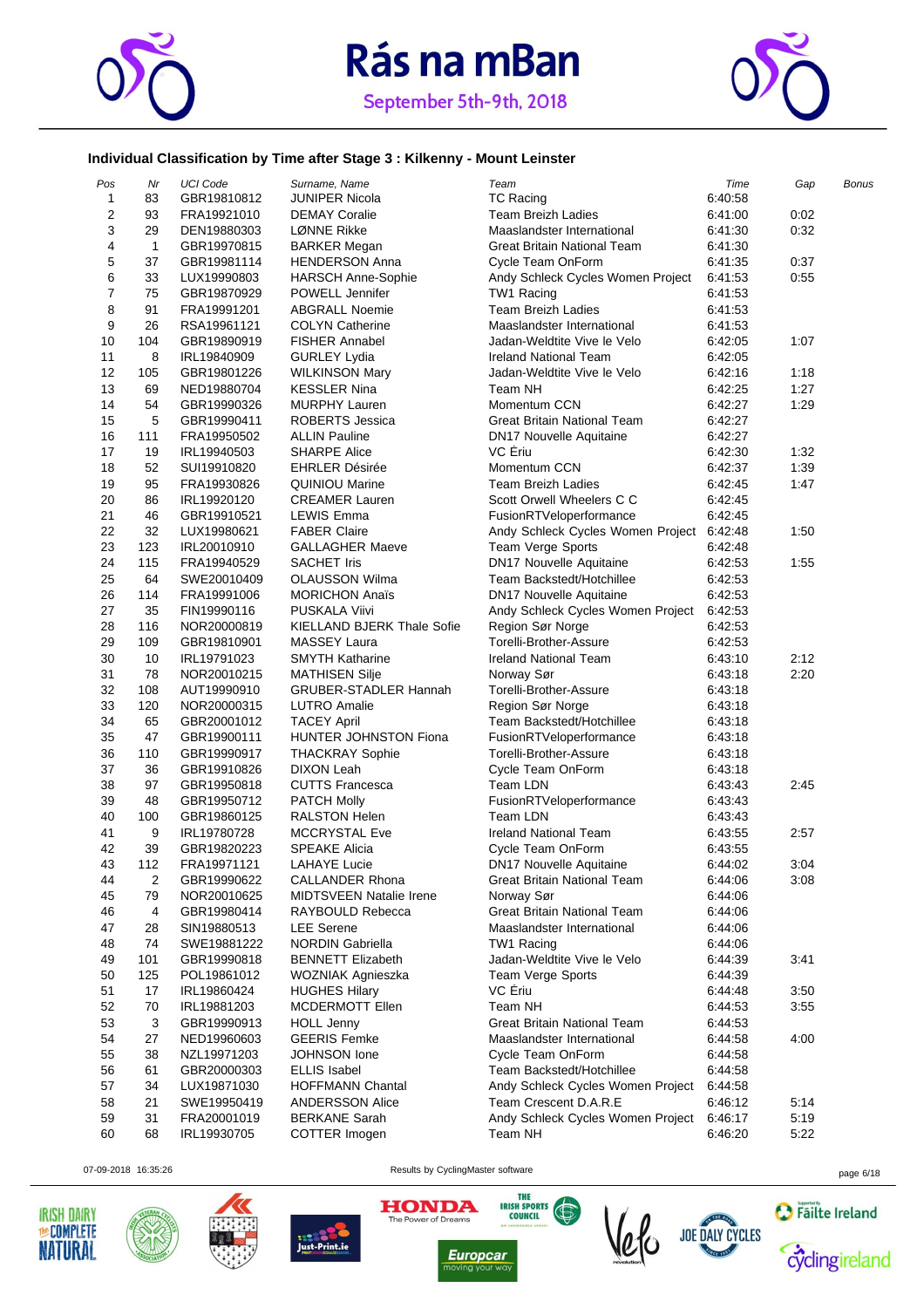# Rás na mBan

September 5th-9th, 2018

### Individual Classification by Time after Stage 3 : Kilkenny - Mount Leinster

| Pos | Nr | UCI Code | Surname, Name | Team | Time | Gap | Bonus |
|---|---|---|---|---|---|---|---|
| 1 | 83 | GBR19810812 | JUNIPER Nicola | TC Racing | 6:40:58 | | |
| 2 | 93 | FRA19921010 | DEMAY Coralie | Team Breizh Ladies | 6:41:00 | 0:02 | |
| 3 | 29 | DEN19880303 | LØNNE Rikke | Maaslandster International | 6:41:30 | 0:32 | |
| 4 | 1 | GBR19970815 | BARKER Megan | Great Britain National Team | 6:41:30 | | |
| 5 | 37 | GBR19981114 | HENDERSON Anna | Cycle Team OnForm | 6:41:35 | 0:37 | |
| 6 | 33 | LUX19990803 | HARSCH Anne-Sophie | Andy Schleck Cycles Women Project | 6:41:53 | 0:55 | |
| 7 | 75 | GBR19870929 | POWELL Jennifer | TW1 Racing | 6:41:53 | | |
| 8 | 91 | FRA19991201 | ABGRALL Noemie | Team Breizh Ladies | 6:41:53 | | |
| 9 | 26 | RSA19961121 | COLYN Catherine | Maaslandster International | 6:41:53 | | |
| 10 | 104 | GBR19890919 | FISHER Annabel | Jadan-Weldtite Vive le Velo | 6:42:05 | 1:07 | |
| 11 | 8 | IRL19840909 | GURLEY Lydia | Ireland National Team | 6:42:05 | | |
| 12 | 105 | GBR19801226 | WILKINSON Mary | Jadan-Weldtite Vive le Velo | 6:42:16 | 1:18 | |
| 13 | 69 | NED19880704 | KESSLER Nina | Team NH | 6:42:25 | 1:27 | |
| 14 | 54 | GBR19990326 | MURPHY Lauren | Momentum CCN | 6:42:27 | 1:29 | |
| 15 | 5 | GBR19990411 | ROBERTS Jessica | Great Britain National Team | 6:42:27 | | |
| 16 | 111 | FRA19950502 | ALLIN Pauline | DN17 Nouvelle Aquitaine | 6:42:27 | | |
| 17 | 19 | IRL19940503 | SHARPE Alice | VC Ériu | 6:42:30 | 1:32 | |
| 18 | 52 | SUI19910820 | EHRLER Désirée | Momentum CCN | 6:42:37 | 1:39 | |
| 19 | 95 | FRA19930826 | QUINIOU Marine | Team Breizh Ladies | 6:42:45 | 1:47 | |
| 20 | 86 | IRL19920120 | CREAMER Lauren | Scott Orwell Wheelers C C | 6:42:45 | | |
| 21 | 46 | GBR19910521 | LEWIS Emma | FusionRTVeloperformance | 6:42:45 | | |
| 22 | 32 | LUX19980621 | FABER Claire | Andy Schleck Cycles Women Project | 6:42:48 | 1:50 | |
| 23 | 123 | IRL20010910 | GALLAGHER Maeve | Team Verge Sports | 6:42:48 | | |
| 24 | 115 | FRA19940529 | SACHET Iris | DN17 Nouvelle Aquitaine | 6:42:53 | 1:55 | |
| 25 | 64 | SWE20010409 | OLAUSSON Wilma | Team Backstedt/Hotchillee | 6:42:53 | | |
| 26 | 114 | FRA19991006 | MORICHON Anaïs | DN17 Nouvelle Aquitaine | 6:42:53 | | |
| 27 | 35 | FIN19990116 | PUSKALA Viivi | Andy Schleck Cycles Women Project | 6:42:53 | | |
| 28 | 116 | NOR20000819 | KIELLAND BJERK Thale Sofie | Region Sør Norge | 6:42:53 | | |
| 29 | 109 | GBR19810901 | MASSEY Laura | Torelli-Brother-Assure | 6:42:53 | | |
| 30 | 10 | IRL19791023 | SMYTH Katharine | Ireland National Team | 6:43:10 | 2:12 | |
| 31 | 78 | NOR20010215 | MATHISEN Silje | Norway Sør | 6:43:18 | 2:20 | |
| 32 | 108 | AUT19990910 | GRUBER-STADLER Hannah | Torelli-Brother-Assure | 6:43:18 | | |
| 33 | 120 | NOR20000315 | LUTRO Amalie | Region Sør Norge | 6:43:18 | | |
| 34 | 65 | GBR20001012 | TACEY April | Team Backstedt/Hotchillee | 6:43:18 | | |
| 35 | 47 | GBR19900111 | HUNTER JOHNSTON Fiona | FusionRTVeloperformance | 6:43:18 | | |
| 36 | 110 | GBR19990917 | THACKRAY Sophie | Torelli-Brother-Assure | 6:43:18 | | |
| 37 | 36 | GBR19910826 | DIXON Leah | Cycle Team OnForm | 6:43:18 | | |
| 38 | 97 | GBR19950818 | CUTTS Francesca | Team LDN | 6:43:43 | 2:45 | |
| 39 | 48 | GBR19950712 | PATCH Molly | FusionRTVeloperformance | 6:43:43 | | |
| 40 | 100 | GBR19860125 | RALSTON Helen | Team LDN | 6:43:43 | | |
| 41 | 9 | IRL19780728 | MCCRYSTAL Eve | Ireland National Team | 6:43:55 | 2:57 | |
| 42 | 39 | GBR19820223 | SPEAKE Alicia | Cycle Team OnForm | 6:43:55 | | |
| 43 | 112 | FRA19971121 | LAHAYE Lucie | DN17 Nouvelle Aquitaine | 6:44:02 | 3:04 | |
| 44 | 2 | GBR19990622 | CALLANDER Rhona | Great Britain National Team | 6:44:06 | 3:08 | |
| 45 | 79 | NOR20010625 | MIDTSVEEN Natalie Irene | Norway Sør | 6:44:06 | | |
| 46 | 4 | GBR19980414 | RAYBOULD Rebecca | Great Britain National Team | 6:44:06 | | |
| 47 | 28 | SIN19880513 | LEE Serene | Maaslandster International | 6:44:06 | | |
| 48 | 74 | SWE19881222 | NORDIN Gabriella | TW1 Racing | 6:44:06 | | |
| 49 | 101 | GBR19990818 | BENNETT Elizabeth | Jadan-Weldtite Vive le Velo | 6:44:39 | 3:41 | |
| 50 | 125 | POL19861012 | WOZNIAK Agnieszka | Team Verge Sports | 6:44:39 | | |
| 51 | 17 | IRL19860424 | HUGHES Hilary | VC Ériu | 6:44:48 | 3:50 | |
| 52 | 70 | IRL19881203 | MCDERMOTT Ellen | Team NH | 6:44:53 | 3:55 | |
| 53 | 3 | GBR19990913 | HOLL Jenny | Great Britain National Team | 6:44:53 | | |
| 54 | 27 | NED19960603 | GEERIS Femke | Maaslandster International | 6:44:58 | 4:00 | |
| 55 | 38 | NZL19971203 | JOHNSON Ione | Cycle Team OnForm | 6:44:58 | | |
| 56 | 61 | GBR20000303 | ELLIS Isabel | Team Backstedt/Hotchillee | 6:44:58 | | |
| 57 | 34 | LUX19871030 | HOFFMANN Chantal | Andy Schleck Cycles Women Project | 6:44:58 | | |
| 58 | 21 | SWE19950419 | ANDERSSON Alice | Team Crescent D.A.R.E | 6:46:12 | 5:14 | |
| 59 | 31 | FRA20001019 | BERKANE Sarah | Andy Schleck Cycles Women Project | 6:46:17 | 5:19 | |
| 60 | 68 | IRL19930705 | COTTER Imogen | Team NH | 6:46:20 | 5:22 | |

07-09-2018 16:35:26 Results by CyclingMaster software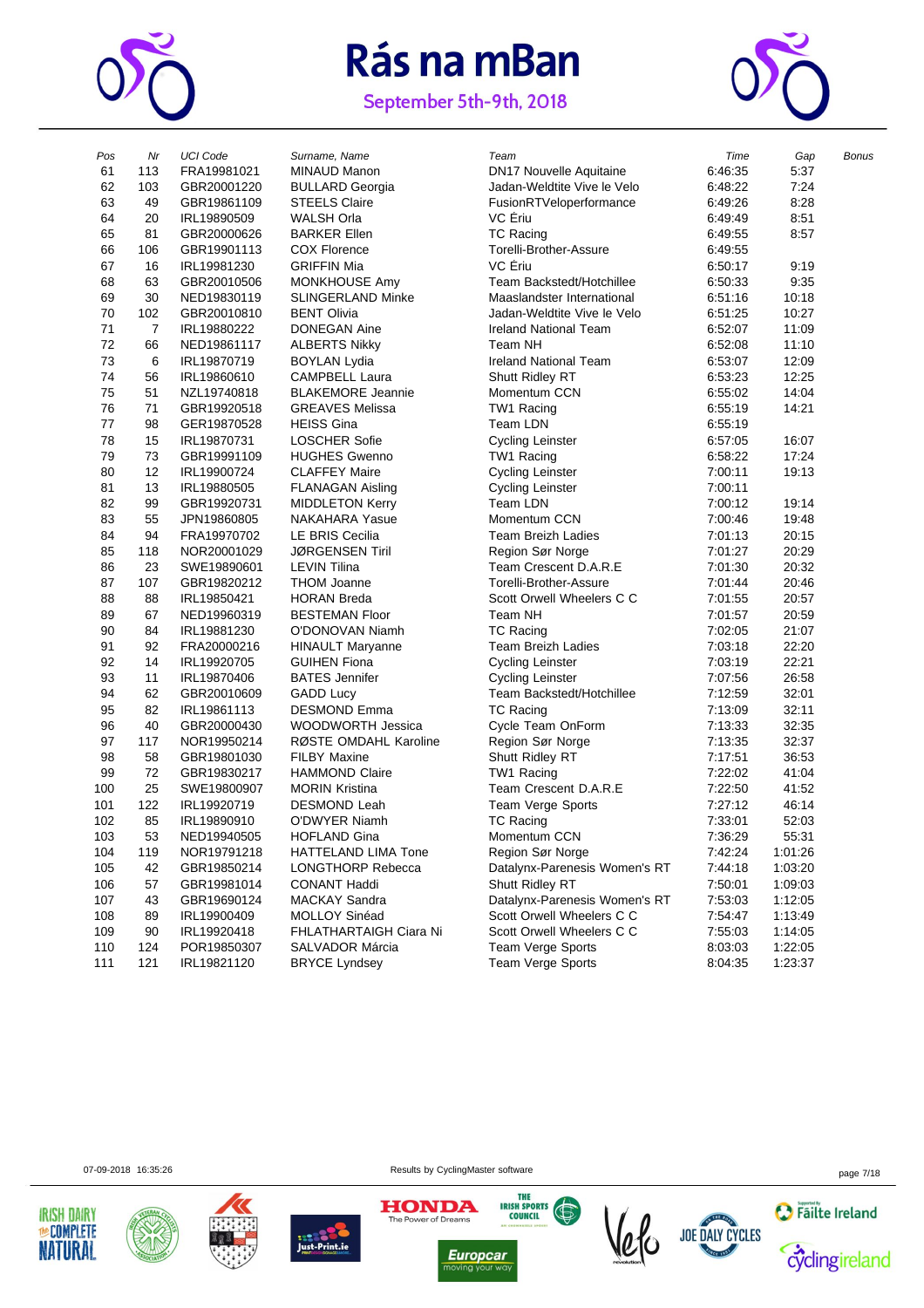# Rás na mBan

## September 5th-9th, 2018

| Pos | Nr | UCI Code | Surname, Name | Team | Time | Gap | Bonus |
|---|---|---|---|---|---|---|---|
| 61 | 113 | FRA19981021 | MINAUD Manon | DN17 Nouvelle Aquitaine | 6:46:35 | 5:37 | |
| 62 | 103 | GBR20001220 | BULLARD Georgia | Jadan-Weldtite Vive le Velo | 6:48:22 | 7:24 | |
| 63 | 49 | GBR19861109 | STEELS Claire | FusionRTVeloperformance | 6:49:26 | 8:28 | |
| 64 | 20 | IRL19890509 | WALSH Orla | VC Ériu | 6:49:49 | 8:51 | |
| 65 | 81 | GBR20000626 | BARKER Ellen | TC Racing | 6:49:55 | 8:57 | |
| 66 | 106 | GBR19901113 | COX Florence | Torelli-Brother-Assure | 6:49:55 | | |
| 67 | 16 | IRL19981230 | GRIFFIN Mia | VC Ériu | 6:50:17 | 9:19 | |
| 68 | 63 | GBR20010506 | MONKHOUSE Amy | Team Backstedt/Hotchillee | 6:50:33 | 9:35 | |
| 69 | 30 | NED19830119 | SLINGERLAND Minke | Maaslandster International | 6:51:16 | 10:18 | |
| 70 | 102 | GBR20010810 | BENT Olivia | Jadan-Weldtite Vive le Velo | 6:51:25 | 10:27 | |
| 71 | 7 | IRL19880222 | DONEGAN Aine | Ireland National Team | 6:52:07 | 11:09 | |
| 72 | 66 | NED19861117 | ALBERTS Nikky | Team NH | 6:52:08 | 11:10 | |
| 73 | 6 | IRL19870719 | BOYLAN Lydia | Ireland National Team | 6:53:07 | 12:09 | |
| 74 | 56 | IRL19860610 | CAMPBELL Laura | Shutt Ridley RT | 6:53:23 | 12:25 | |
| 75 | 51 | NZL19740818 | BLAKEMORE Jeannie | Momentum CCN | 6:55:02 | 14:04 | |
| 76 | 71 | GBR19920518 | GREAVES Melissa | TW1 Racing | 6:55:19 | 14:21 | |
| 77 | 98 | GER19870528 | HEISS Gina | Team LDN | 6:55:19 | | |
| 78 | 15 | IRL19870731 | LOSCHER Sofie | Cycling Leinster | 6:57:05 | 16:07 | |
| 79 | 73 | GBR19991109 | HUGHES Gwenno | TW1 Racing | 6:58:22 | 17:24 | |
| 80 | 12 | IRL19900724 | CLAFFEY Maire | Cycling Leinster | 7:00:11 | 19:13 | |
| 81 | 13 | IRL19880505 | FLANAGAN Aisling | Cycling Leinster | 7:00:11 | | |
| 82 | 99 | GBR19920731 | MIDDLETON Kerry | Team LDN | 7:00:12 | 19:14 | |
| 83 | 55 | JPN19860805 | NAKAHARA Yasue | Momentum CCN | 7:00:46 | 19:48 | |
| 84 | 94 | FRA19970702 | LE BRIS Cecilia | Team Breizh Ladies | 7:01:13 | 20:15 | |
| 85 | 118 | NOR20001029 | JØRGENSEN Tiril | Region Sør Norge | 7:01:27 | 20:29 | |
| 86 | 23 | SWE19890601 | LEVIN Tilina | Team Crescent D.A.R.E | 7:01:30 | 20:32 | |
| 87 | 107 | GBR19820212 | THOM Joanne | Torelli-Brother-Assure | 7:01:44 | 20:46 | |
| 88 | 88 | IRL19850421 | HORAN Breda | Scott Orwell Wheelers C C | 7:01:55 | 20:57 | |
| 89 | 67 | NED19960319 | BESTEMAN Floor | Team NH | 7:01:57 | 20:59 | |
| 90 | 84 | IRL19881230 | O'DONOVAN Niamh | TC Racing | 7:02:05 | 21:07 | |
| 91 | 92 | FRA20000216 | HINAULT Maryanne | Team Breizh Ladies | 7:03:18 | 22:20 | |
| 92 | 14 | IRL19920705 | GUIHEN Fiona | Cycling Leinster | 7:03:19 | 22:21 | |
| 93 | 11 | IRL19870406 | BATES Jennifer | Cycling Leinster | 7:07:56 | 26:58 | |
| 94 | 62 | GBR20010609 | GADD Lucy | Team Backstedt/Hotchillee | 7:12:59 | 32:01 | |
| 95 | 82 | IRL19861113 | DESMOND Emma | TC Racing | 7:13:09 | 32:11 | |
| 96 | 40 | GBR20000430 | WOODWORTH Jessica | Cycle Team OnForm | 7:13:33 | 32:35 | |
| 97 | 117 | NOR19950214 | RØSTE OMDAHL Karoline | Region Sør Norge | 7:13:35 | 32:37 | |
| 98 | 58 | GBR19801030 | FILBY Maxine | Shutt Ridley RT | 7:17:51 | 36:53 | |
| 99 | 72 | GBR19830217 | HAMMOND Claire | TW1 Racing | 7:22:02 | 41:04 | |
| 100 | 25 | SWE19800907 | MORIN Kristina | Team Crescent D.A.R.E | 7:22:50 | 41:52 | |
| 101 | 122 | IRL19920719 | DESMOND Leah | Team Verge Sports | 7:27:12 | 46:14 | |
| 102 | 85 | IRL19890910 | O'DWYER Niamh | TC Racing | 7:33:01 | 52:03 | |
| 103 | 53 | NED19940505 | HOFLAND Gina | Momentum CCN | 7:36:29 | 55:31 | |
| 104 | 119 | NOR19791218 | HATTELAND LIMA Tone | Region Sør Norge | 7:42:24 | 1:01:26 | |
| 105 | 42 | GBR19850214 | LONGTHORP Rebecca | Datalynx-Parenesis Women's RT | 7:44:18 | 1:03:20 | |
| 106 | 57 | GBR19981014 | CONANT Haddi | Shutt Ridley RT | 7:50:01 | 1:09:03 | |
| 107 | 43 | GBR19690124 | MACKAY Sandra | Datalynx-Parenesis Women's RT | 7:53:03 | 1:12:05 | |
| 108 | 89 | IRL19900409 | MOLLOY Sinéad | Scott Orwell Wheelers C C | 7:54:47 | 1:13:49 | |
| 109 | 90 | IRL19920418 | FHLATHARTAIGH Ciara Ni | Scott Orwell Wheelers C C | 7:55:03 | 1:14:05 | |
| 110 | 124 | POR19850307 | SALVADOR Márcia | Team Verge Sports | 8:03:03 | 1:22:05 | |
| 111 | 121 | IRL19821120 | BRYCE Lyndsey | Team Verge Sports | 8:04:35 | 1:23:37 | |

07-09-2018 16:35:26 Results by CyclingMaster software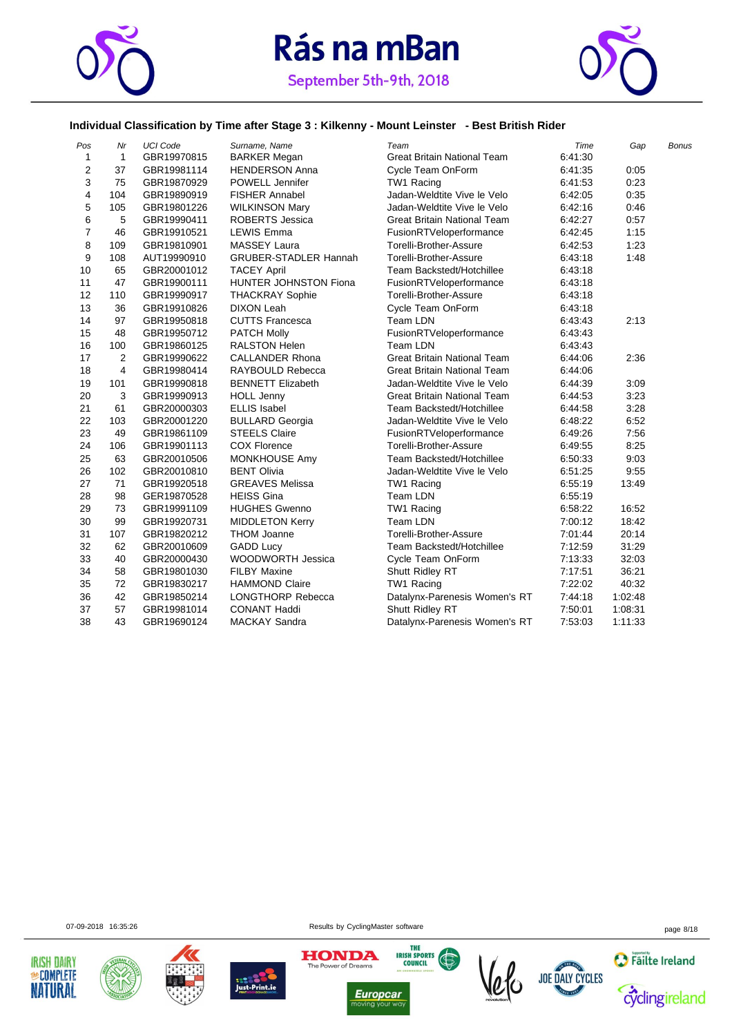# Rás na mBan

September 5th-9th, 2018

### Individual Classification by Time after Stage 3 : Kilkenny - Mount Leinster - Best British Rider

| Pos | Nr | UCI Code | Surname, Name | Team | Time | Gap | Bonus |
|---|---|---|---|---|---|---|---|
| 1 | 1 | GBR19970815 | BARKER Megan | Great Britain National Team | 6:41:30 | | |
| 2 | 37 | GBR19981114 | HENDERSON Anna | Cycle Team OnForm | 6:41:35 | 0:05 | |
| 3 | 75 | GBR19870929 | POWELL Jennifer | TW1 Racing | 6:41:53 | 0:23 | |
| 4 | 104 | GBR19890919 | FISHER Annabel | Jadan-Weldtite Vive le Velo | 6:42:05 | 0:35 | |
| 5 | 105 | GBR19801226 | WILKINSON Mary | Jadan-Weldtite Vive le Velo | 6:42:16 | 0:46 | |
| 6 | 5 | GBR19990411 | ROBERTS Jessica | Great Britain National Team | 6:42:27 | 0:57 | |
| 7 | 46 | GBR19910521 | LEWIS Emma | FusionRTVeloperformance | 6:42:45 | 1:15 | |
| 8 | 109 | GBR19810901 | MASSEY Laura | Torelli-Brother-Assure | 6:42:53 | 1:23 | |
| 9 | 108 | AUT19990910 | GRUBER-STADLER Hannah | Torelli-Brother-Assure | 6:43:18 | 1:48 | |
| 10 | 65 | GBR20001012 | TACEY April | Team Backstedt/Hotchillee | 6:43:18 | | |
| 11 | 47 | GBR19900111 | HUNTER JOHNSTON Fiona | FusionRTVeloperformance | 6:43:18 | | |
| 12 | 110 | GBR19990917 | THACKRAY Sophie | Torelli-Brother-Assure | 6:43:18 | | |
| 13 | 36 | GBR19910826 | DIXON Leah | Cycle Team OnForm | 6:43:18 | | |
| 14 | 97 | GBR19950818 | CUTTS Francesca | Team LDN | 6:43:43 | 2:13 | |
| 15 | 48 | GBR19950712 | PATCH Molly | FusionRTVeloperformance | 6:43:43 | | |
| 16 | 100 | GBR19860125 | RALSTON Helen | Team LDN | 6:43:43 | | |
| 17 | 2 | GBR19990622 | CALLANDER Rhona | Great Britain National Team | 6:44:06 | 2:36 | |
| 18 | 4 | GBR19980414 | RAYBOULD Rebecca | Great Britain National Team | 6:44:06 | | |
| 19 | 101 | GBR19990818 | BENNETT Elizabeth | Jadan-Weldtite Vive le Velo | 6:44:39 | 3:09 | |
| 20 | 3 | GBR19990913 | HOLL Jenny | Great Britain National Team | 6:44:53 | 3:23 | |
| 21 | 61 | GBR20000303 | ELLIS Isabel | Team Backstedt/Hotchillee | 6:44:58 | 3:28 | |
| 22 | 103 | GBR20001220 | BULLARD Georgia | Jadan-Weldtite Vive le Velo | 6:48:22 | 6:52 | |
| 23 | 49 | GBR19861109 | STEELS Claire | FusionRTVeloperformance | 6:49:26 | 7:56 | |
| 24 | 106 | GBR19901113 | COX Florence | Torelli-Brother-Assure | 6:49:55 | 8:25 | |
| 25 | 63 | GBR20010506 | MONKHOUSE Amy | Team Backstedt/Hotchillee | 6:50:33 | 9:03 | |
| 26 | 102 | GBR20010810 | BENT Olivia | Jadan-Weldtite Vive le Velo | 6:51:25 | 9:55 | |
| 27 | 71 | GBR19920518 | GREAVES Melissa | TW1 Racing | 6:55:19 | 13:49 | |
| 28 | 98 | GER19870528 | HEISS Gina | Team LDN | 6:55:19 | | |
| 29 | 73 | GBR19991109 | HUGHES Gwenno | TW1 Racing | 6:58:22 | 16:52 | |
| 30 | 99 | GBR19920731 | MIDDLETON Kerry | Team LDN | 7:00:12 | 18:42 | |
| 31 | 107 | GBR19820212 | THOM Joanne | Torelli-Brother-Assure | 7:01:44 | 20:14 | |
| 32 | 62 | GBR20010609 | GADD Lucy | Team Backstedt/Hotchillee | 7:12:59 | 31:29 | |
| 33 | 40 | GBR20000430 | WOODWORTH Jessica | Cycle Team OnForm | 7:13:33 | 32:03 | |
| 34 | 58 | GBR19801030 | FILBY Maxine | Shutt Ridley RT | 7:17:51 | 36:21 | |
| 35 | 72 | GBR19830217 | HAMMOND Claire | TW1 Racing | 7:22:02 | 40:32 | |
| 36 | 42 | GBR19850214 | LONGTHORP Rebecca | Datalynx-Parenesis Women's RT | 7:44:18 | 1:02:48 | |
| 37 | 57 | GBR19981014 | CONANT Haddi | Shutt Ridley RT | 7:50:01 | 1:08:31 | |
| 38 | 43 | GBR19690124 | MACKAY Sandra | Datalynx-Parenesis Women's RT | 7:53:03 | 1:11:33 | |

07-09-2018 16:35:26 Results by CyclingMaster software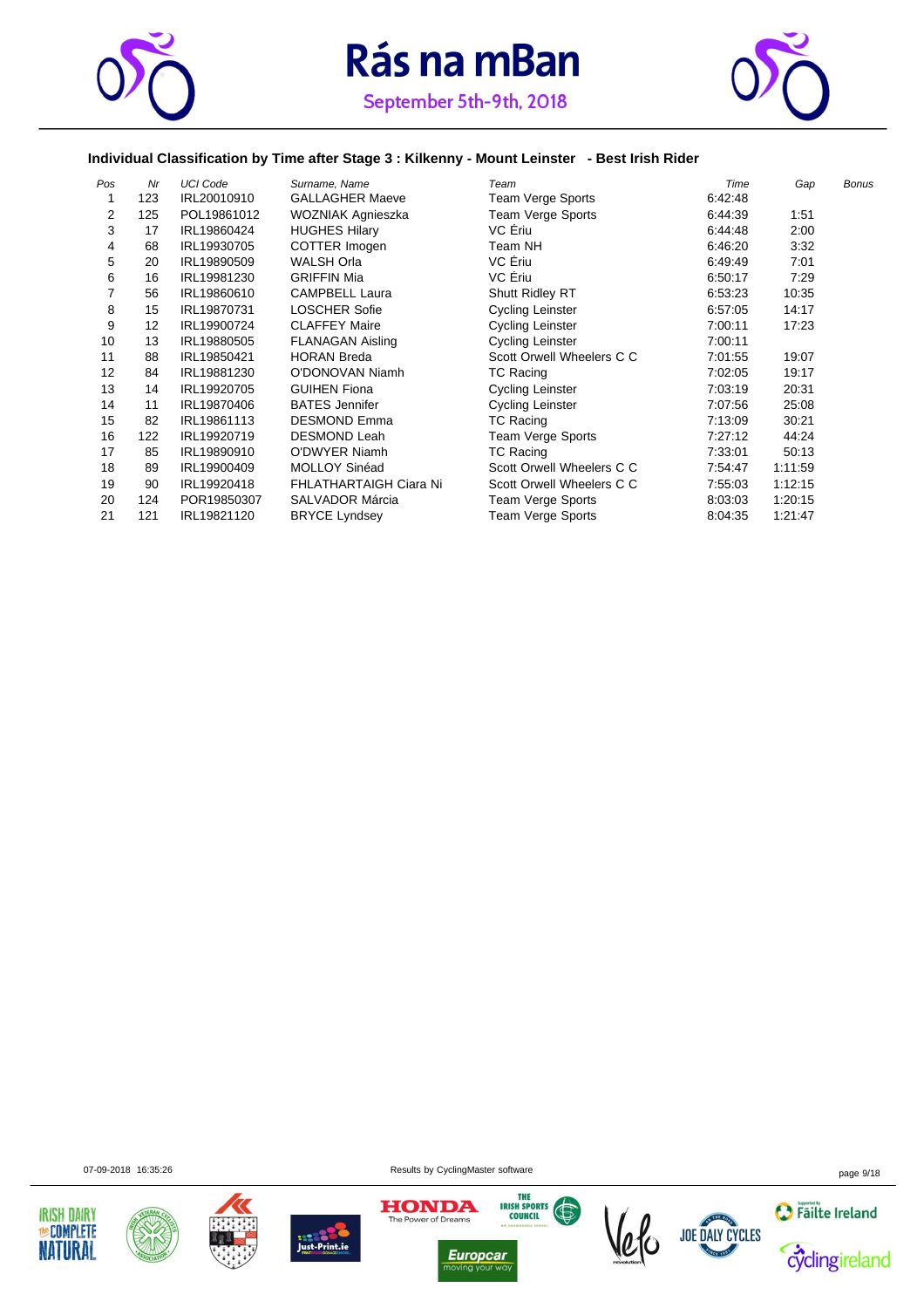# Rás na mBan

September 5th-9th, 2018

### Individual Classification by Time after Stage 3 : Kilkenny - Mount Leinster - Best Irish Rider

| *Pos* | *Nr* | *UCI Code* | *Surname, Name* | *Team* | *Time* | *Gap* | *Bonus* |
|---|---|---|---|---|---|---|---|
| 1 | 123 | IRL20010910 | GALLAGHER Maeve | Team Verge Sports | 6:42:48 | | |
| 2 | 125 | POL19861012 | WOZNIAK Agnieszka | Team Verge Sports | 6:44:39 | 1:51 | |
| 3 | 17 | IRL19860424 | HUGHES Hilary | VC Ériu | 6:44:48 | 2:00 | |
| 4 | 68 | IRL19930705 | COTTER Imogen | Team NH | 6:46:20 | 3:32 | |
| 5 | 20 | IRL19890509 | WALSH Orla | VC Ériu | 6:49:49 | 7:01 | |
| 6 | 16 | IRL19981230 | GRIFFIN Mia | VC Ériu | 6:50:17 | 7:29 | |
| 7 | 56 | IRL19860610 | CAMPBELL Laura | Shutt Ridley RT | 6:53:23 | 10:35 | |
| 8 | 15 | IRL19870731 | LOSCHER Sofie | Cycling Leinster | 6:57:05 | 14:17 | |
| 9 | 12 | IRL19900724 | CLAFFEY Maire | Cycling Leinster | 7:00:11 | 17:23 | |
| 10 | 13 | IRL19880505 | FLANAGAN Aisling | Cycling Leinster | 7:00:11 | | |
| 11 | 88 | IRL19850421 | HORAN Breda | Scott Orwell Wheelers C C | 7:01:55 | 19:07 | |
| 12 | 84 | IRL19881230 | O'DONOVAN Niamh | TC Racing | 7:02:05 | 19:17 | |
| 13 | 14 | IRL19920705 | GUIHEN Fiona | Cycling Leinster | 7:03:19 | 20:31 | |
| 14 | 11 | IRL19870406 | BATES Jennifer | Cycling Leinster | 7:07:56 | 25:08 | |
| 15 | 82 | IRL19861113 | DESMOND Emma | TC Racing | 7:13:09 | 30:21 | |
| 16 | 122 | IRL19920719 | DESMOND Leah | Team Verge Sports | 7:27:12 | 44:24 | |
| 17 | 85 | IRL19890910 | O'DWYER Niamh | TC Racing | 7:33:01 | 50:13 | |
| 18 | 89 | IRL19900409 | MOLLOY Sinéad | Scott Orwell Wheelers C C | 7:54:47 | 1:11:59 | |
| 19 | 90 | IRL19920418 | FHLATHARTAIGH Ciara Ni | Scott Orwell Wheelers C C | 7:55:03 | 1:12:15 | |
| 20 | 124 | POR19850307 | SALVADOR Márcia | Team Verge Sports | 8:03:03 | 1:20:15 | |
| 21 | 121 | IRL19821120 | BRYCE Lyndsey | Team Verge Sports | 8:04:35 | 1:21:47 | |

07-09-2018 16:35:26

Results by CyclingMaster software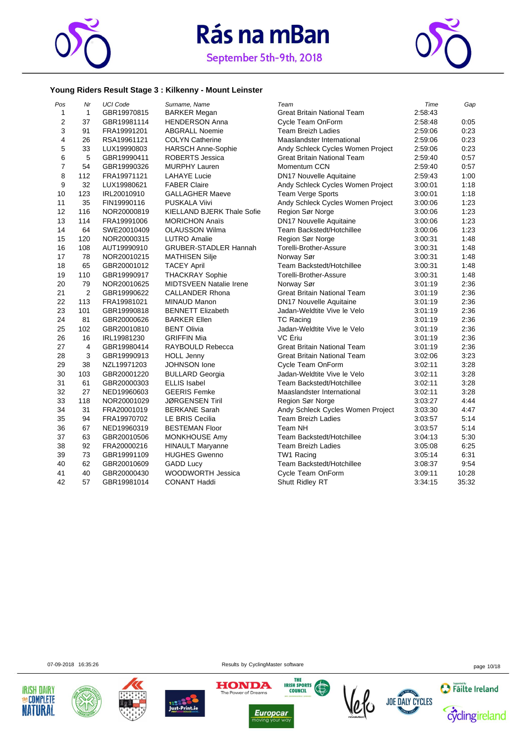# Rás na mBan

September 5th-9th, 2018

### Young Riders Result Stage 3 : Kilkenny - Mount Leinster

| Pos | Nr | UCI Code | Surname, Name | Team | Time | Gap |
|---|---|---|---|---|---|---|
| 1 | 1 | GBR19970815 | BARKER Megan | Great Britain National Team | 2:58:43 | |
| 2 | 37 | GBR19981114 | HENDERSON Anna | Cycle Team OnForm | 2:58:48 | 0:05 |
| 3 | 91 | FRA19991201 | ABGRALL Noemie | Team Breizh Ladies | 2:59:06 | 0:23 |
| 4 | 26 | RSA19961121 | COLYN Catherine | Maaslandster International | 2:59:06 | 0:23 |
| 5 | 33 | LUX19990803 | HARSCH Anne-Sophie | Andy Schleck Cycles Women Project | 2:59:06 | 0:23 |
| 6 | 5 | GBR19990411 | ROBERTS Jessica | Great Britain National Team | 2:59:40 | 0:57 |
| 7 | 54 | GBR19990326 | MURPHY Lauren | Momentum CCN | 2:59:40 | 0:57 |
| 8 | 112 | FRA19971121 | LAHAYE Lucie | DN17 Nouvelle Aquitaine | 2:59:43 | 1:00 |
| 9 | 32 | LUX19980621 | FABER Claire | Andy Schleck Cycles Women Project | 3:00:01 | 1:18 |
| 10 | 123 | IRL20010910 | GALLAGHER Maeve | Team Verge Sports | 3:00:01 | 1:18 |
| 11 | 35 | FIN19990116 | PUSKALA Viivi | Andy Schleck Cycles Women Project | 3:00:06 | 1:23 |
| 12 | 116 | NOR20000819 | KIELLAND BJERK Thale Sofie | Region Sør Norge | 3:00:06 | 1:23 |
| 13 | 114 | FRA19991006 | MORICHON Anaïs | DN17 Nouvelle Aquitaine | 3:00:06 | 1:23 |
| 14 | 64 | SWE20010409 | OLAUSSON Wilma | Team Backstedt/Hotchillee | 3:00:06 | 1:23 |
| 15 | 120 | NOR20000315 | LUTRO Amalie | Region Sør Norge | 3:00:31 | 1:48 |
| 16 | 108 | AUT19990910 | GRUBER-STADLER Hannah | Torelli-Brother-Assure | 3:00:31 | 1:48 |
| 17 | 78 | NOR20010215 | MATHISEN Silje | Norway Sør | 3:00:31 | 1:48 |
| 18 | 65 | GBR20001012 | TACEY April | Team Backstedt/Hotchillee | 3:00:31 | 1:48 |
| 19 | 110 | GBR19990917 | THACKRAY Sophie | Torelli-Brother-Assure | 3:00:31 | 1:48 |
| 20 | 79 | NOR20010625 | MIDTSVEEN Natalie Irene | Norway Sør | 3:01:19 | 2:36 |
| 21 | 2 | GBR19990622 | CALLANDER Rhona | Great Britain National Team | 3:01:19 | 2:36 |
| 22 | 113 | FRA19981021 | MINAUD Manon | DN17 Nouvelle Aquitaine | 3:01:19 | 2:36 |
| 23 | 101 | GBR19990818 | BENNETT Elizabeth | Jadan-Weldtite Vive le Velo | 3:01:19 | 2:36 |
| 24 | 81 | GBR20000626 | BARKER Ellen | TC Racing | 3:01:19 | 2:36 |
| 25 | 102 | GBR20010810 | BENT Olivia | Jadan-Weldtite Vive le Velo | 3:01:19 | 2:36 |
| 26 | 16 | IRL19981230 | GRIFFIN Mia | VC Ériu | 3:01:19 | 2:36 |
| 27 | 4 | GBR19980414 | RAYBOULD Rebecca | Great Britain National Team | 3:01:19 | 2:36 |
| 28 | 3 | GBR19990913 | HOLL Jenny | Great Britain National Team | 3:02:06 | 3:23 |
| 29 | 38 | NZL19971203 | JOHNSON Ione | Cycle Team OnForm | 3:02:11 | 3:28 |
| 30 | 103 | GBR20001220 | BULLARD Georgia | Jadan-Weldtite Vive le Velo | 3:02:11 | 3:28 |
| 31 | 61 | GBR20000303 | ELLIS Isabel | Team Backstedt/Hotchillee | 3:02:11 | 3:28 |
| 32 | 27 | NED19960603 | GEERIS Femke | Maaslandster International | 3:02:11 | 3:28 |
| 33 | 118 | NOR20001029 | JØRGENSEN Tiril | Region Sør Norge | 3:03:27 | 4:44 |
| 34 | 31 | FRA20001019 | BERKANE Sarah | Andy Schleck Cycles Women Project | 3:03:30 | 4:47 |
| 35 | 94 | FRA19970702 | LE BRIS Cecilia | Team Breizh Ladies | 3:03:57 | 5:14 |
| 36 | 67 | NED19960319 | BESTEMAN Floor | Team NH | 3:03:57 | 5:14 |
| 37 | 63 | GBR20010506 | MONKHOUSE Amy | Team Backstedt/Hotchillee | 3:04:13 | 5:30 |
| 38 | 92 | FRA20000216 | HINAULT Maryanne | Team Breizh Ladies | 3:05:08 | 6:25 |
| 39 | 73 | GBR19991109 | HUGHES Gwenno | TW1 Racing | 3:05:14 | 6:31 |
| 40 | 62 | GBR20010609 | GADD Lucy | Team Backstedt/Hotchillee | 3:08:37 | 9:54 |
| 41 | 40 | GBR20000430 | WOODWORTH Jessica | Cycle Team OnForm | 3:09:11 | 10:28 |
| 42 | 57 | GBR19981014 | CONANT Haddi | Shutt Ridley RT | 3:34:15 | 35:32 |

07-09-2018 16:35:26 Results by CyclingMaster software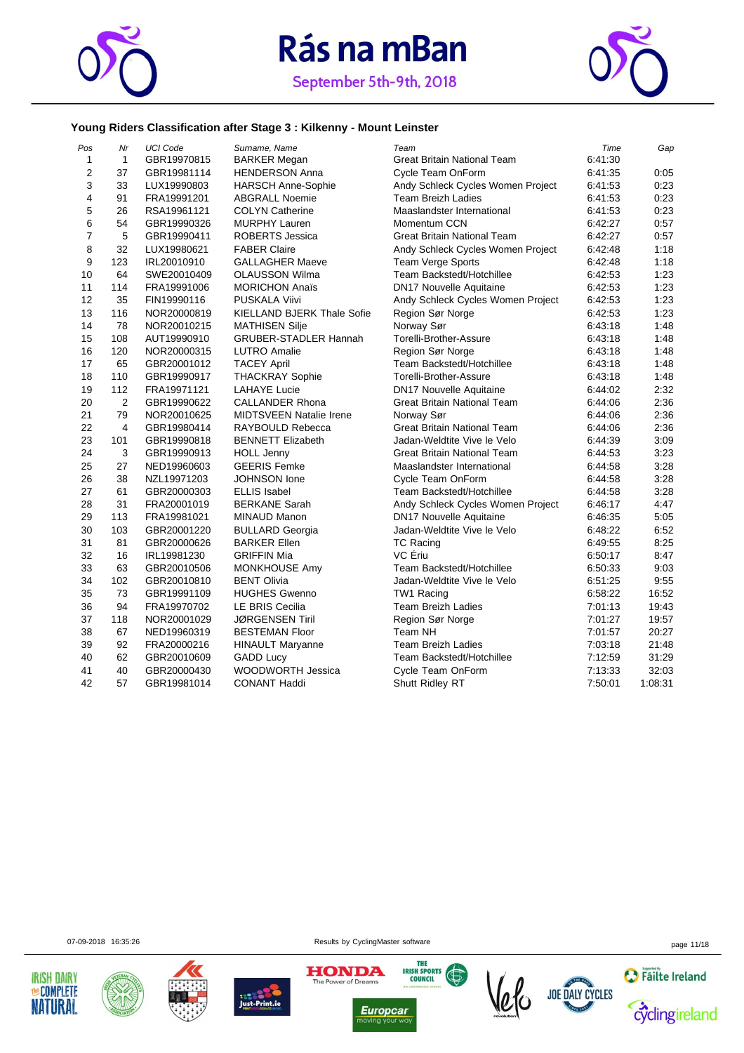# Rás na mBan

September 5th-9th, 2018

### Young Riders Classification after Stage 3 : Kilkenny - Mount Leinster

| Pos | Nr | UCI Code | Surname, Name | Team | Time | Gap |
|---|---|---|---|---|---|---|
| 1 | 1 | GBR19970815 | BARKER Megan | Great Britain National Team | 6:41:30 | |
| 2 | 37 | GBR19981114 | HENDERSON Anna | Cycle Team OnForm | 6:41:35 | 0:05 |
| 3 | 33 | LUX19990803 | HARSCH Anne-Sophie | Andy Schleck Cycles Women Project | 6:41:53 | 0:23 |
| 4 | 91 | FRA19991201 | ABGRALL Noemie | Team Breizh Ladies | 6:41:53 | 0:23 |
| 5 | 26 | RSA19961121 | COLYN Catherine | Maaslandster International | 6:41:53 | 0:23 |
| 6 | 54 | GBR19990326 | MURPHY Lauren | Momentum CCN | 6:42:27 | 0:57 |
| 7 | 5 | GBR19990411 | ROBERTS Jessica | Great Britain National Team | 6:42:27 | 0:57 |
| 8 | 32 | LUX19980621 | FABER Claire | Andy Schleck Cycles Women Project | 6:42:48 | 1:18 |
| 9 | 123 | IRL20010910 | GALLAGHER Maeve | Team Verge Sports | 6:42:48 | 1:18 |
| 10 | 64 | SWE20010409 | OLAUSSON Wilma | Team Backstedt/Hotchillee | 6:42:53 | 1:23 |
| 11 | 114 | FRA19991006 | MORICHON Anaïs | DN17 Nouvelle Aquitaine | 6:42:53 | 1:23 |
| 12 | 35 | FIN19990116 | PUSKALA Viivi | Andy Schleck Cycles Women Project | 6:42:53 | 1:23 |
| 13 | 116 | NOR20000819 | KIELLAND BJERK Thale Sofie | Region Sør Norge | 6:42:53 | 1:23 |
| 14 | 78 | NOR20010215 | MATHISEN Silje | Norway Sør | 6:43:18 | 1:48 |
| 15 | 108 | AUT19990910 | GRUBER-STADLER Hannah | Torelli-Brother-Assure | 6:43:18 | 1:48 |
| 16 | 120 | NOR20000315 | LUTRO Amalie | Region Sør Norge | 6:43:18 | 1:48 |
| 17 | 65 | GBR20001012 | TACEY April | Team Backstedt/Hotchillee | 6:43:18 | 1:48 |
| 18 | 110 | GBR19990917 | THACKRAY Sophie | Torelli-Brother-Assure | 6:43:18 | 1:48 |
| 19 | 112 | FRA19971121 | LAHAYE Lucie | DN17 Nouvelle Aquitaine | 6:44:02 | 2:32 |
| 20 | 2 | GBR19990622 | CALLANDER Rhona | Great Britain National Team | 6:44:06 | 2:36 |
| 21 | 79 | NOR20010625 | MIDTSVEEN Natalie Irene | Norway Sør | 6:44:06 | 2:36 |
| 22 | 4 | GBR19980414 | RAYBOULD Rebecca | Great Britain National Team | 6:44:06 | 2:36 |
| 23 | 101 | GBR19990818 | BENNETT Elizabeth | Jadan-Weldtite Vive le Velo | 6:44:39 | 3:09 |
| 24 | 3 | GBR19990913 | HOLL Jenny | Great Britain National Team | 6:44:53 | 3:23 |
| 25 | 27 | NED19960603 | GEERIS Femke | Maaslandster International | 6:44:58 | 3:28 |
| 26 | 38 | NZL19971203 | JOHNSON Ione | Cycle Team OnForm | 6:44:58 | 3:28 |
| 27 | 61 | GBR20000303 | ELLIS Isabel | Team Backstedt/Hotchillee | 6:44:58 | 3:28 |
| 28 | 31 | FRA20001019 | BERKANE Sarah | Andy Schleck Cycles Women Project | 6:46:17 | 4:47 |
| 29 | 113 | FRA19981021 | MINAUD Manon | DN17 Nouvelle Aquitaine | 6:46:35 | 5:05 |
| 30 | 103 | GBR20001220 | BULLARD Georgia | Jadan-Weldtite Vive le Velo | 6:48:22 | 6:52 |
| 31 | 81 | GBR20000626 | BARKER Ellen | TC Racing | 6:49:55 | 8:25 |
| 32 | 16 | IRL19981230 | GRIFFIN Mia | VC Ériu | 6:50:17 | 8:47 |
| 33 | 63 | GBR20010506 | MONKHOUSE Amy | Team Backstedt/Hotchillee | 6:50:33 | 9:03 |
| 34 | 102 | GBR20010810 | BENT Olivia | Jadan-Weldtite Vive le Velo | 6:51:25 | 9:55 |
| 35 | 73 | GBR19991109 | HUGHES Gwenno | TW1 Racing | 6:58:22 | 16:52 |
| 36 | 94 | FRA19970702 | LE BRIS Cecilia | Team Breizh Ladies | 7:01:13 | 19:43 |
| 37 | 118 | NOR20001029 | JØRGENSEN Tiril | Region Sør Norge | 7:01:27 | 19:57 |
| 38 | 67 | NED19960319 | BESTEMAN Floor | Team NH | 7:01:57 | 20:27 |
| 39 | 92 | FRA20000216 | HINAULT Maryanne | Team Breizh Ladies | 7:03:18 | 21:48 |
| 40 | 62 | GBR20010609 | GADD Lucy | Team Backstedt/Hotchillee | 7:12:59 | 31:29 |
| 41 | 40 | GBR20000430 | WOODWORTH Jessica | Cycle Team OnForm | 7:13:33 | 32:03 |
| 42 | 57 | GBR19981014 | CONANT Haddi | Shutt Ridley RT | 7:50:01 | 1:08:31 |

07-09-2018 16:35:26 Results by CyclingMaster software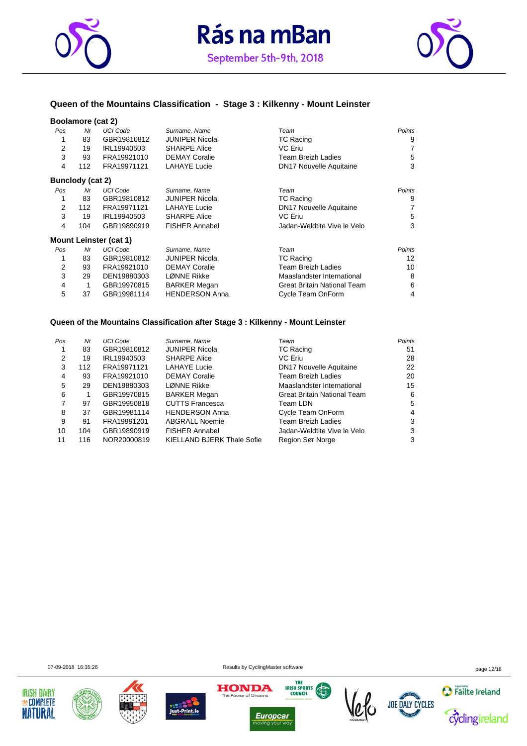# Rás na mBan

September 5th-9th, 2018

## Queen of the Mountains Classification - Stage 3 : Kilkenny - Mount Leinster

### Boolamore (cat 2)

| Pos | Nr | UCI Code | Surname, Name | Team | Points |
|---|---|---|---|---|---|
| 1 | 83 | GBR19810812 | JUNIPER Nicola | TC Racing | 9 |
| 2 | 19 | IRL19940503 | SHARPE Alice | VC Ériu | 7 |
| 3 | 93 | FRA19921010 | DEMAY Coralie | Team Breizh Ladies | 5 |
| 4 | 112 | FRA19971121 | LAHAYE Lucie | DN17 Nouvelle Aquitaine | 3 |

### Bunclody (cat 2)

| Pos | Nr | UCI Code | Surname, Name | Team | Points |
|---|---|---|---|---|---|
| 1 | 83 | GBR19810812 | JUNIPER Nicola | TC Racing | 9 |
| 2 | 112 | FRA19971121 | LAHAYE Lucie | DN17 Nouvelle Aquitaine | 7 |
| 3 | 19 | IRL19940503 | SHARPE Alice | VC Ériu | 5 |
| 4 | 104 | GBR19890919 | FISHER Annabel | Jadan-Weldtite Vive le Velo | 3 |

### Mount Leinster (cat 1)

| Pos | Nr | UCI Code | Surname, Name | Team | Points |
|---|---|---|---|---|---|
| 1 | 83 | GBR19810812 | JUNIPER Nicola | TC Racing | 12 |
| 2 | 93 | FRA19921010 | DEMAY Coralie | Team Breizh Ladies | 10 |
| 3 | 29 | DEN19880303 | LØNNE Rikke | Maaslandster International | 8 |
| 4 | 1 | GBR19970815 | BARKER Megan | Great Britain National Team | 6 |
| 5 | 37 | GBR19981114 | HENDERSON Anna | Cycle Team OnForm | 4 |

## Queen of the Mountains Classification after Stage 3 : Kilkenny - Mount Leinster

| Pos | Nr | UCI Code | Surname, Name | Team | Points |
|---|---|---|---|---|---|
| 1 | 83 | GBR19810812 | JUNIPER Nicola | TC Racing | 51 |
| 2 | 19 | IRL19940503 | SHARPE Alice | VC Ériu | 28 |
| 3 | 112 | FRA19971121 | LAHAYE Lucie | DN17 Nouvelle Aquitaine | 22 |
| 4 | 93 | FRA19921010 | DEMAY Coralie | Team Breizh Ladies | 20 |
| 5 | 29 | DEN19880303 | LØNNE Rikke | Maaslandster International | 15 |
| 6 | 1 | GBR19970815 | BARKER Megan | Great Britain National Team | 6 |
| 7 | 97 | GBR19950818 | CUTTS Francesca | Team LDN | 5 |
| 8 | 37 | GBR19981114 | HENDERSON Anna | Cycle Team OnForm | 4 |
| 9 | 91 | FRA19991201 | ABGRALL Noemie | Team Breizh Ladies | 3 |
| 10 | 104 | GBR19890919 | FISHER Annabel | Jadan-Weldtite Vive le Velo | 3 |
| 11 | 116 | NOR20000819 | KIELLAND BJERK Thale Sofie | Region Sør Norge | 3 |

07-09-2018 16:35:26 Results by CyclingMaster software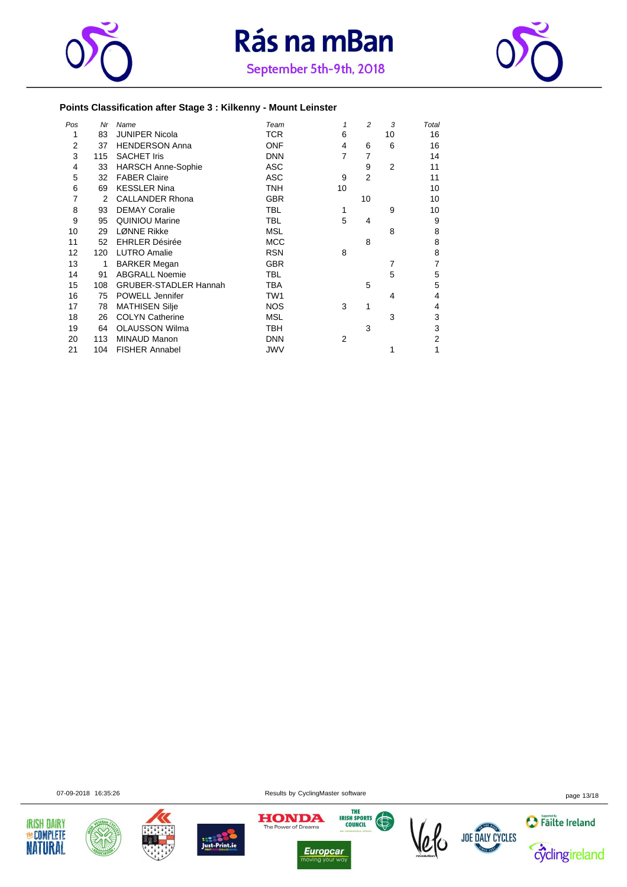### Points Classification after Stage 3 : Kilkenny - Mount Leinster

| Pos | Nr | Name | Team | 1 | 2 | 3 | Total |
|---|---|---|---|---|---|---|---|
| 1 | 83 | JUNIPER Nicola | TCR | 6 | | 10 | 16 |
| 2 | 37 | HENDERSON Anna | ONF | 4 | 6 | 6 | 16 |
| 3 | 115 | SACHET Iris | DNN | 7 | 7 | | 14 |
| 4 | 33 | HARSCH Anne-Sophie | ASC | | 9 | 2 | 11 |
| 5 | 32 | FABER Claire | ASC | 9 | 2 | | 11 |
| 6 | 69 | KESSLER Nina | TNH | 10 | | | 10 |
| 7 | 2 | CALLANDER Rhona | GBR | | 10 | | 10 |
| 8 | 93 | DEMAY Coralie | TBL | 1 | | 9 | 10 |
| 9 | 95 | QUINIOU Marine | TBL | 5 | 4 | | 9 |
| 10 | 29 | LØNNE Rikke | MSL | | | 8 | 8 |
| 11 | 52 | EHRLER Désirée | MCC | | 8 | | 8 |
| 12 | 120 | LUTRO Amalie | RSN | 8 | | | 8 |
| 13 | 1 | BARKER Megan | GBR | | | 7 | 7 |
| 14 | 91 | ABGRALL Noemie | TBL | | | 5 | 5 |
| 15 | 108 | GRUBER-STADLER Hannah | TBA | | 5 | | 5 |
| 16 | 75 | POWELL Jennifer | TW1 | | | 4 | 4 |
| 17 | 78 | MATHISEN Silje | NOS | 3 | 1 | | 4 |
| 18 | 26 | COLYN Catherine | MSL | | | 3 | 3 |
| 19 | 64 | OLAUSSON Wilma | TBH | | 3 | | 3 |
| 20 | 113 | MINAUD Manon | DNN | 2 | | | 2 |
| 21 | 104 | FISHER Annabel | JWV | | | 1 | 1 |

07-09-2018 16:35:26 Results by CyclingMaster software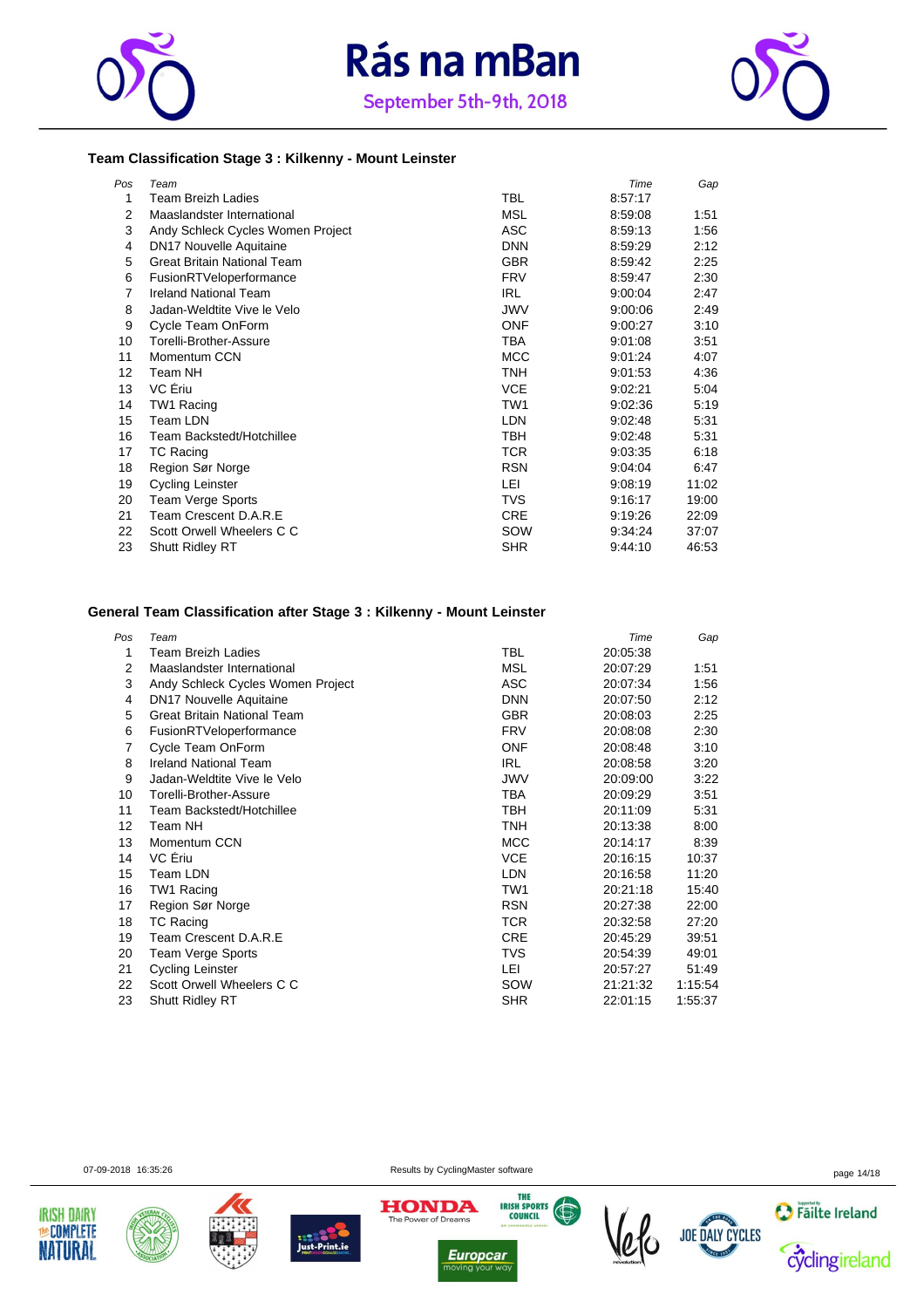# Rás na mBan

September 5th-9th, 2018

### Team Classification Stage 3 : Kilkenny - Mount Leinster

| *Pos* | *Team* | | *Time* | *Gap* |
|---|---|---|---|---|
| 1 | Team Breizh Ladies | TBL | 8:57:17 | |
| 2 | Maaslandster International | MSL | 8:59:08 | 1:51 |
| 3 | Andy Schleck Cycles Women Project | ASC | 8:59:13 | 1:56 |
| 4 | DN17 Nouvelle Aquitaine | DNN | 8:59:29 | 2:12 |
| 5 | Great Britain National Team | GBR | 8:59:42 | 2:25 |
| 6 | FusionRTVeloperformance | FRV | 8:59:47 | 2:30 |
| 7 | Ireland National Team | IRL | 9:00:04 | 2:47 |
| 8 | Jadan-Weldtite Vive le Velo | JWV | 9:00:06 | 2:49 |
| 9 | Cycle Team OnForm | ONF | 9:00:27 | 3:10 |
| 10 | Torelli-Brother-Assure | TBA | 9:01:08 | 3:51 |
| 11 | Momentum CCN | MCC | 9:01:24 | 4:07 |
| 12 | Team NH | TNH | 9:01:53 | 4:36 |
| 13 | VC Ériu | VCE | 9:02:21 | 5:04 |
| 14 | TW1 Racing | TW1 | 9:02:36 | 5:19 |
| 15 | Team LDN | LDN | 9:02:48 | 5:31 |
| 16 | Team Backstedt/Hotchillee | TBH | 9:02:48 | 5:31 |
| 17 | TC Racing | TCR | 9:03:35 | 6:18 |
| 18 | Region Sør Norge | RSN | 9:04:04 | 6:47 |
| 19 | Cycling Leinster | LEI | 9:08:19 | 11:02 |
| 20 | Team Verge Sports | TVS | 9:16:17 | 19:00 |
| 21 | Team Crescent D.A.R.E | CRE | 9:19:26 | 22:09 |
| 22 | Scott Orwell Wheelers C C | SOW | 9:34:24 | 37:07 |
| 23 | Shutt Ridley RT | SHR | 9:44:10 | 46:53 |

### General Team Classification after Stage 3 : Kilkenny - Mount Leinster

| *Pos* | *Team* | | *Time* | *Gap* |
|---|---|---|---|---|
| 1 | Team Breizh Ladies | TBL | 20:05:38 | |
| 2 | Maaslandster International | MSL | 20:07:29 | 1:51 |
| 3 | Andy Schleck Cycles Women Project | ASC | 20:07:34 | 1:56 |
| 4 | DN17 Nouvelle Aquitaine | DNN | 20:07:50 | 2:12 |
| 5 | Great Britain National Team | GBR | 20:08:03 | 2:25 |
| 6 | FusionRTVeloperformance | FRV | 20:08:08 | 2:30 |
| 7 | Cycle Team OnForm | ONF | 20:08:48 | 3:10 |
| 8 | Ireland National Team | IRL | 20:08:58 | 3:20 |
| 9 | Jadan-Weldtite Vive le Velo | JWV | 20:09:00 | 3:22 |
| 10 | Torelli-Brother-Assure | TBA | 20:09:29 | 3:51 |
| 11 | Team Backstedt/Hotchillee | TBH | 20:11:09 | 5:31 |
| 12 | Team NH | TNH | 20:13:38 | 8:00 |
| 13 | Momentum CCN | MCC | 20:14:17 | 8:39 |
| 14 | VC Ériu | VCE | 20:16:15 | 10:37 |
| 15 | Team LDN | LDN | 20:16:58 | 11:20 |
| 16 | TW1 Racing | TW1 | 20:21:18 | 15:40 |
| 17 | Region Sør Norge | RSN | 20:27:38 | 22:00 |
| 18 | TC Racing | TCR | 20:32:58 | 27:20 |
| 19 | Team Crescent D.A.R.E | CRE | 20:45:29 | 39:51 |
| 20 | Team Verge Sports | TVS | 20:54:39 | 49:01 |
| 21 | Cycling Leinster | LEI | 20:57:27 | 51:49 |
| 22 | Scott Orwell Wheelers C C | SOW | 21:21:32 | 1:15:54 |
| 23 | Shutt Ridley RT | SHR | 22:01:15 | 1:55:37 |

07-09-2018 16:35:26 Results by CyclingMaster software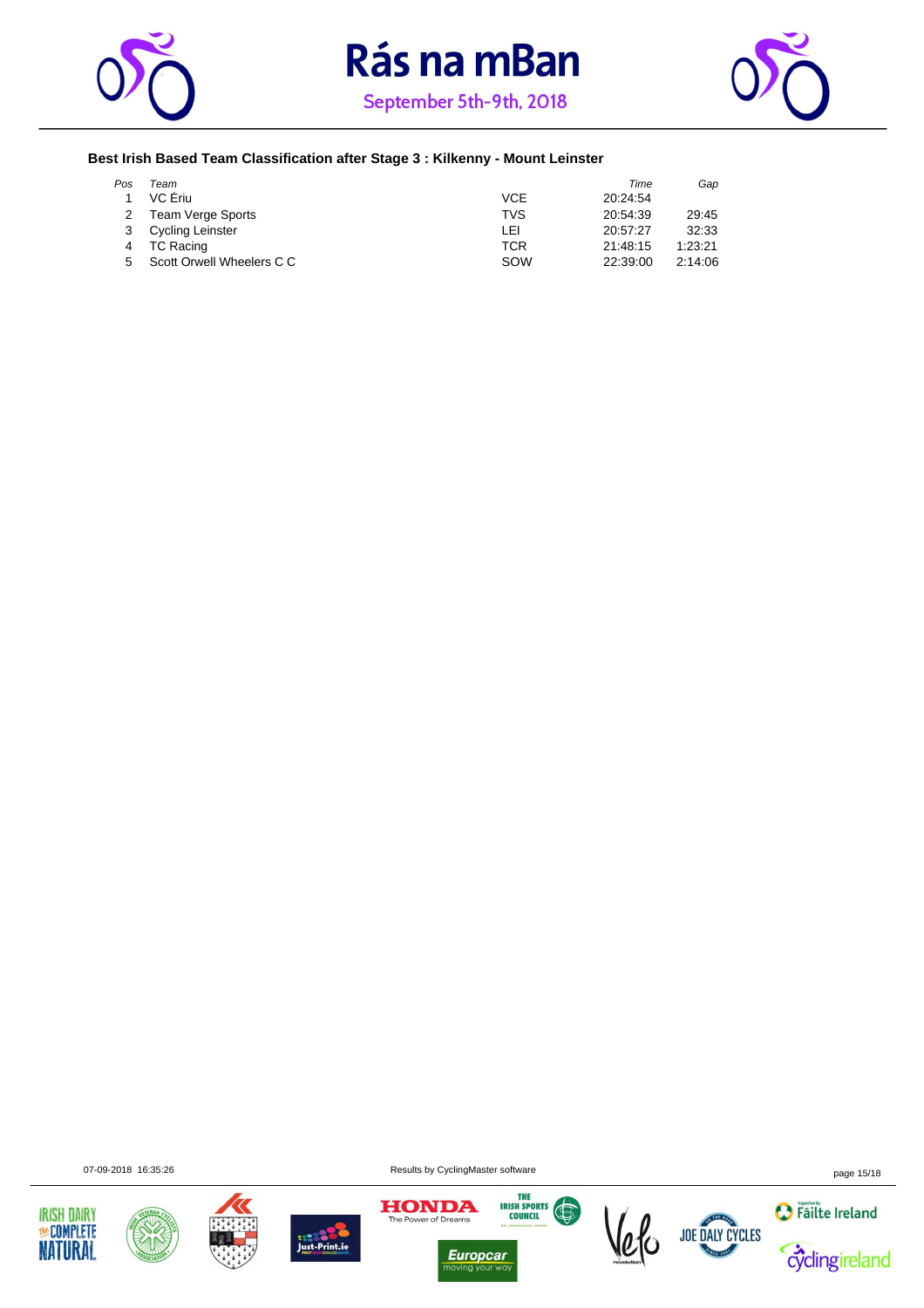# Rás na mBan

September 5th-9th, 2018

### Best Irish Based Team Classification after Stage 3 : Kilkenny - Mount Leinster

| Pos | Team | | Time | Gap |
|---|---|---|---|---|
| 1 | VC Ériu | VCE | 20:24:54 | |
| 2 | Team Verge Sports | TVS | 20:54:39 | 29:45 |
| 3 | Cycling Leinster | LEI | 20:57:27 | 32:33 |
| 4 | TC Racing | TCR | 21:48:15 | 1:23:21 |
| 5 | Scott Orwell Wheelers C C | SOW | 22:39:00 | 2:14:06 |

07-09-2018 16:35:26

Results by CyclingMaster software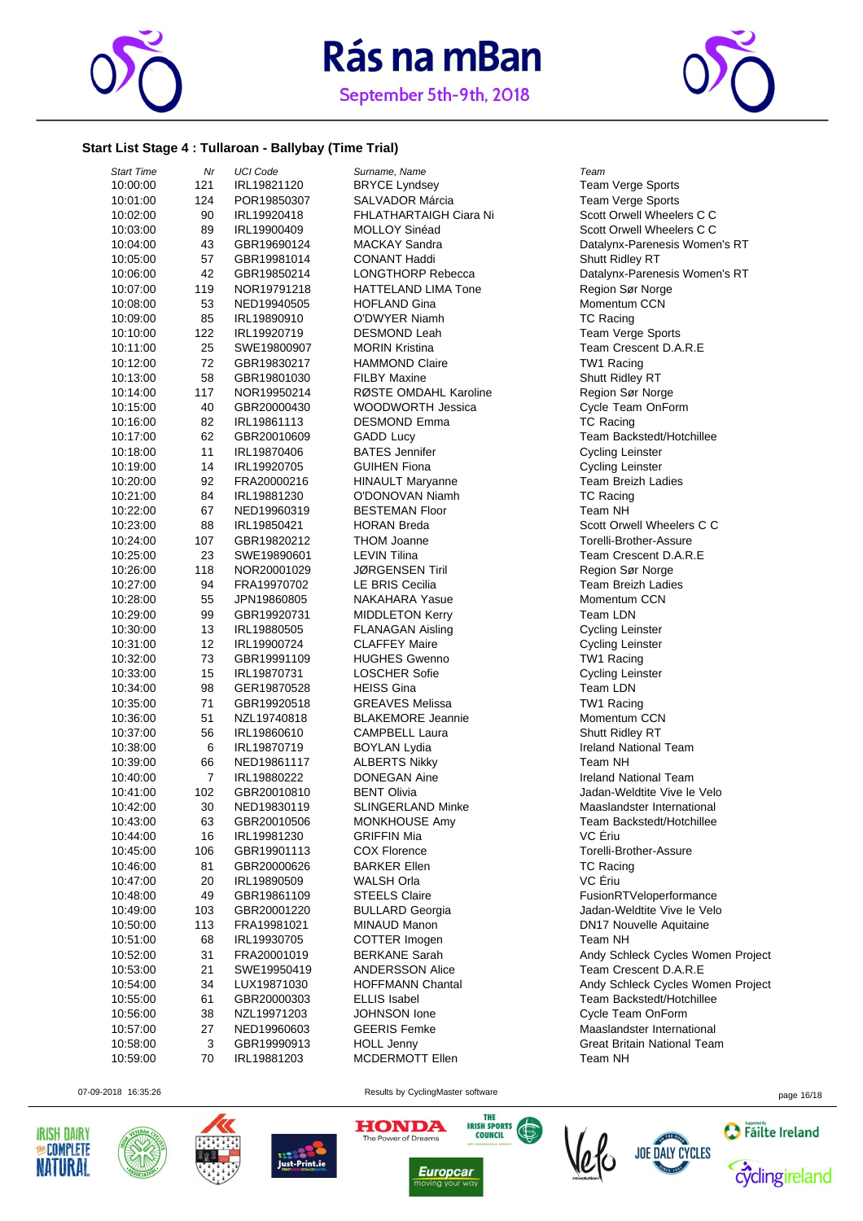# Rás na mBan

September 5th-9th, 2018

### Start List Stage 4 : Tullaroan - Ballybay (Time Trial)

| Start Time | Nr | UCI Code | Surname, Name | Team |
|---|---|---|---|---|
| 10:00:00 | 121 | IRL19821120 | BRYCE Lyndsey | Team Verge Sports |
| 10:01:00 | 124 | POR19850307 | SALVADOR Márcia | Team Verge Sports |
| 10:02:00 | 90 | IRL19920418 | FHLATHARTAIGH Ciara Ni | Scott Orwell Wheelers C C |
| 10:03:00 | 89 | IRL19900409 | MOLLOY Sinéad | Scott Orwell Wheelers C C |
| 10:04:00 | 43 | GBR19690124 | MACKAY Sandra | Datalynx-Parenesis Women's RT |
| 10:05:00 | 57 | GBR19981014 | CONANT Haddi | Shutt Ridley RT |
| 10:06:00 | 42 | GBR19850214 | LONGTHORP Rebecca | Datalynx-Parenesis Women's RT |
| 10:07:00 | 119 | NOR19791218 | HATTELAND LIMA Tone | Region Sør Norge |
| 10:08:00 | 53 | NED19940505 | HOFLAND Gina | Momentum CCN |
| 10:09:00 | 85 | IRL19890910 | O'DWYER Niamh | TC Racing |
| 10:10:00 | 122 | IRL19920719 | DESMOND Leah | Team Verge Sports |
| 10:11:00 | 25 | SWE19800907 | MORIN Kristina | Team Crescent D.A.R.E |
| 10:12:00 | 72 | GBR19830217 | HAMMOND Claire | TW1 Racing |
| 10:13:00 | 58 | GBR19801030 | FILBY Maxine | Shutt Ridley RT |
| 10:14:00 | 117 | NOR19950214 | RØSTE OMDAHL Karoline | Region Sør Norge |
| 10:15:00 | 40 | GBR20000430 | WOODWORTH Jessica | Cycle Team OnForm |
| 10:16:00 | 82 | IRL19861113 | DESMOND Emma | TC Racing |
| 10:17:00 | 62 | GBR20010609 | GADD Lucy | Team Backstedt/Hotchillee |
| 10:18:00 | 11 | IRL19870406 | BATES Jennifer | Cycling Leinster |
| 10:19:00 | 14 | IRL19920705 | GUIHEN Fiona | Cycling Leinster |
| 10:20:00 | 92 | FRA20000216 | HINAULT Maryanne | Team Breizh Ladies |
| 10:21:00 | 84 | IRL19881230 | O'DONOVAN Niamh | TC Racing |
| 10:22:00 | 67 | NED19960319 | BESTEMAN Floor | Team NH |
| 10:23:00 | 88 | IRL19850421 | HORAN Breda | Scott Orwell Wheelers C C |
| 10:24:00 | 107 | GBR19820212 | THOM Joanne | Torelli-Brother-Assure |
| 10:25:00 | 23 | SWE19890601 | LEVIN Tilina | Team Crescent D.A.R.E |
| 10:26:00 | 118 | NOR20001029 | JØRGENSEN Tiril | Region Sør Norge |
| 10:27:00 | 94 | FRA19970702 | LE BRIS Cecilia | Team Breizh Ladies |
| 10:28:00 | 55 | JPN19860805 | NAKAHARA Yasue | Momentum CCN |
| 10:29:00 | 99 | GBR19920731 | MIDDLETON Kerry | Team LDN |
| 10:30:00 | 13 | IRL19880505 | FLANAGAN Aisling | Cycling Leinster |
| 10:31:00 | 12 | IRL19900724 | CLAFFEY Maire | Cycling Leinster |
| 10:32:00 | 73 | GBR19991109 | HUGHES Gwenno | TW1 Racing |
| 10:33:00 | 15 | IRL19870731 | LOSCHER Sofie | Cycling Leinster |
| 10:34:00 | 98 | GER19870528 | HEISS Gina | Team LDN |
| 10:35:00 | 71 | GBR19920518 | GREAVES Melissa | TW1 Racing |
| 10:36:00 | 51 | NZL19740818 | BLAKEMORE Jeannie | Momentum CCN |
| 10:37:00 | 56 | IRL19860610 | CAMPBELL Laura | Shutt Ridley RT |
| 10:38:00 | 6 | IRL19870719 | BOYLAN Lydia | Ireland National Team |
| 10:39:00 | 66 | NED19861117 | ALBERTS Nikky | Team NH |
| 10:40:00 | 7 | IRL19880222 | DONEGAN Aine | Ireland National Team |
| 10:41:00 | 102 | GBR20010810 | BENT Olivia | Jadan-Weldtite Vive le Velo |
| 10:42:00 | 30 | NED19830119 | SLINGERLAND Minke | Maaslandster International |
| 10:43:00 | 63 | GBR20010506 | MONKHOUSE Amy | Team Backstedt/Hotchillee |
| 10:44:00 | 16 | IRL19981230 | GRIFFIN Mia | VC Ériu |
| 10:45:00 | 106 | GBR19901113 | COX Florence | Torelli-Brother-Assure |
| 10:46:00 | 81 | GBR20000626 | BARKER Ellen | TC Racing |
| 10:47:00 | 20 | IRL19890509 | WALSH Orla | VC Ériu |
| 10:48:00 | 49 | GBR19861109 | STEELS Claire | FusionRTVeloperformance |
| 10:49:00 | 103 | GBR20001220 | BULLARD Georgia | Jadan-Weldtite Vive le Velo |
| 10:50:00 | 113 | FRA19981021 | MINAUD Manon | DN17 Nouvelle Aquitaine |
| 10:51:00 | 68 | IRL19930705 | COTTER Imogen | Team NH |
| 10:52:00 | 31 | FRA20001019 | BERKANE Sarah | Andy Schleck Cycles Women Project |
| 10:53:00 | 21 | SWE19950419 | ANDERSSON Alice | Team Crescent D.A.R.E |
| 10:54:00 | 34 | LUX19871030 | HOFFMANN Chantal | Andy Schleck Cycles Women Project |
| 10:55:00 | 61 | GBR20000303 | ELLIS Isabel | Team Backstedt/Hotchillee |
| 10:56:00 | 38 | NZL19971203 | JOHNSON Ione | Cycle Team OnForm |
| 10:57:00 | 27 | NED19960603 | GEERIS Femke | Maaslandster International |
| 10:58:00 | 3 | GBR19990913 | HOLL Jenny | Great Britain National Team |
| 10:59:00 | 70 | IRL19881203 | MCDERMOTT Ellen | Team NH |

07-09-2018 16:35:26 Results by CyclingMaster software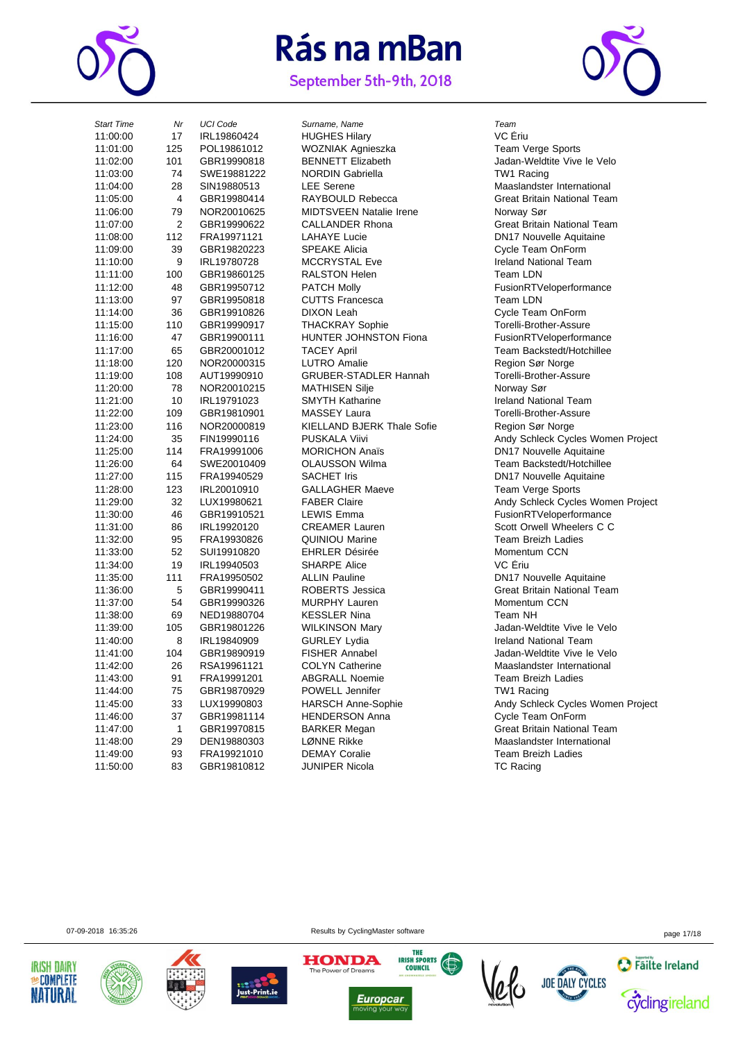# Rás na mBan

September 5th-9th, 2018

| Start Time | Nr | UCI Code | Surname, Name | Team |
|---|---|---|---|---|
| 11:00:00 | 17 | IRL19860424 | HUGHES Hilary | VC Ériu |
| 11:01:00 | 125 | POL19861012 | WOZNIAK Agnieszka | Team Verge Sports |
| 11:02:00 | 101 | GBR19990818 | BENNETT Elizabeth | Jadan-Weldtite Vive le Velo |
| 11:03:00 | 74 | SWE19881222 | NORDIN Gabriella | TW1 Racing |
| 11:04:00 | 28 | SIN19880513 | LEE Serene | Maaslandster International |
| 11:05:00 | 4 | GBR19980414 | RAYBOULD Rebecca | Great Britain National Team |
| 11:06:00 | 79 | NOR20010625 | MIDTSVEEN Natalie Irene | Norway Sør |
| 11:07:00 | 2 | GBR19990622 | CALLANDER Rhona | Great Britain National Team |
| 11:08:00 | 112 | FRA19971121 | LAHAYE Lucie | DN17 Nouvelle Aquitaine |
| 11:09:00 | 39 | GBR19820223 | SPEAKE Alicia | Cycle Team OnForm |
| 11:10:00 | 9 | IRL19780728 | MCCRYSTAL Eve | Ireland National Team |
| 11:11:00 | 100 | GBR19860125 | RALSTON Helen | Team LDN |
| 11:12:00 | 48 | GBR19950712 | PATCH Molly | FusionRTVeloperformance |
| 11:13:00 | 97 | GBR19950818 | CUTTS Francesca | Team LDN |
| 11:14:00 | 36 | GBR19910826 | DIXON Leah | Cycle Team OnForm |
| 11:15:00 | 110 | GBR19990917 | THACKRAY Sophie | Torelli-Brother-Assure |
| 11:16:00 | 47 | GBR19900111 | HUNTER JOHNSTON Fiona | FusionRTVeloperformance |
| 11:17:00 | 65 | GBR20001012 | TACEY April | Team Backstedt/Hotchillee |
| 11:18:00 | 120 | NOR20000315 | LUTRO Amalie | Region Sør Norge |
| 11:19:00 | 108 | AUT19990910 | GRUBER-STADLER Hannah | Torelli-Brother-Assure |
| 11:20:00 | 78 | NOR20010215 | MATHISEN Silje | Norway Sør |
| 11:21:00 | 10 | IRL19791023 | SMYTH Katharine | Ireland National Team |
| 11:22:00 | 109 | GBR19810901 | MASSEY Laura | Torelli-Brother-Assure |
| 11:23:00 | 116 | NOR20000819 | KIELLAND BJERK Thale Sofie | Region Sør Norge |
| 11:24:00 | 35 | FIN19990116 | PUSKALA Viivi | Andy Schleck Cycles Women Project |
| 11:25:00 | 114 | FRA19991006 | MORICHON Anaïs | DN17 Nouvelle Aquitaine |
| 11:26:00 | 64 | SWE20010409 | OLAUSSON Wilma | Team Backstedt/Hotchillee |
| 11:27:00 | 115 | FRA19940529 | SACHET Iris | DN17 Nouvelle Aquitaine |
| 11:28:00 | 123 | IRL20010910 | GALLAGHER Maeve | Team Verge Sports |
| 11:29:00 | 32 | LUX19980621 | FABER Claire | Andy Schleck Cycles Women Project |
| 11:30:00 | 46 | GBR19910521 | LEWIS Emma | FusionRTVeloperformance |
| 11:31:00 | 86 | IRL19920120 | CREAMER Lauren | Scott Orwell Wheelers C C |
| 11:32:00 | 95 | FRA19930826 | QUINIOU Marine | Team Breizh Ladies |
| 11:33:00 | 52 | SUI19910820 | EHRLER Désirée | Momentum CCN |
| 11:34:00 | 19 | IRL19940503 | SHARPE Alice | VC Ériu |
| 11:35:00 | 111 | FRA19950502 | ALLIN Pauline | DN17 Nouvelle Aquitaine |
| 11:36:00 | 5 | GBR19990411 | ROBERTS Jessica | Great Britain National Team |
| 11:37:00 | 54 | GBR19990326 | MURPHY Lauren | Momentum CCN |
| 11:38:00 | 69 | NED19880704 | KESSLER Nina | Team NH |
| 11:39:00 | 105 | GBR19801226 | WILKINSON Mary | Jadan-Weldtite Vive le Velo |
| 11:40:00 | 8 | IRL19840909 | GURLEY Lydia | Ireland National Team |
| 11:41:00 | 104 | GBR19890919 | FISHER Annabel | Jadan-Weldtite Vive le Velo |
| 11:42:00 | 26 | RSA19961121 | COLYN Catherine | Maaslandster International |
| 11:43:00 | 91 | FRA19991201 | ABGRALL Noemie | Team Breizh Ladies |
| 11:44:00 | 75 | GBR19870929 | POWELL Jennifer | TW1 Racing |
| 11:45:00 | 33 | LUX19990803 | HARSCH Anne-Sophie | Andy Schleck Cycles Women Project |
| 11:46:00 | 37 | GBR19981114 | HENDERSON Anna | Cycle Team OnForm |
| 11:47:00 | 1 | GBR19970815 | BARKER Megan | Great Britain National Team |
| 11:48:00 | 29 | DEN19880303 | LØNNE Rikke | Maaslandster International |
| 11:49:00 | 93 | FRA19921010 | DEMAY Coralie | Team Breizh Ladies |
| 11:50:00 | 83 | GBR19810812 | JUNIPER Nicola | TC Racing |

07-09-2018 16:35:26

Results by CyclingMaster software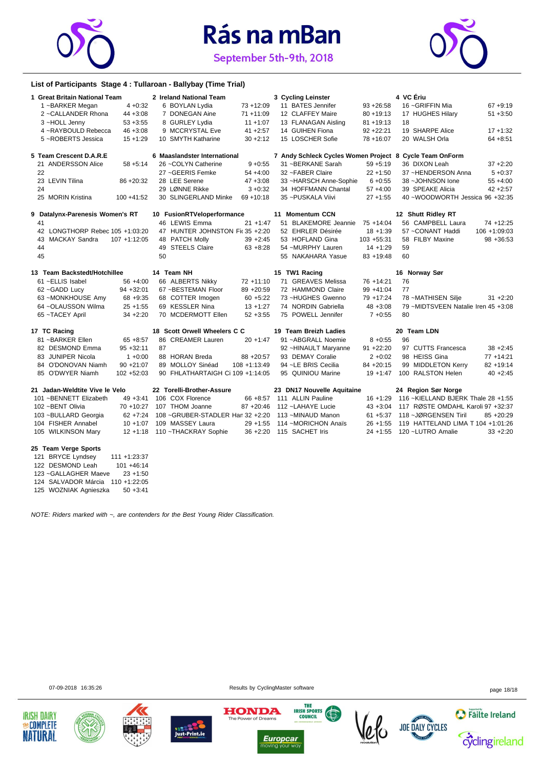# Rás na mBan

September 5th-9th, 2018

## List of Participants Stage 4 : Tullaroan - Ballybay (Time Trial)

**1 Great Britain National Team**
- 1 ~BARKER Megan 4 +0:32
- 2 ~CALLANDER Rhona 44 +3:08
- 3 ~HOLL Jenny 53 +3:55
- 4 ~RAYBOULD Rebecca 46 +3:08
- 5 ~ROBERTS Jessica 15 +1:29

**2 Ireland National Team**
- 6 BOYLAN Lydia 73 +12:09
- 7 DONEGAN Aine 71 +11:09
- 8 GURLEY Lydia 11 +1:07
- 9 MCCRYSTAL Eve 41 +2:57
- 10 SMYTH Katharine 30 +2:12

**3 Cycling Leinster**
- 11 BATES Jennifer 93 +26:58
- 12 CLAFFEY Maire 80 +19:13
- 13 FLANAGAN Aisling 81 +19:13
- 14 GUIHEN Fiona 92 +22:21
- 15 LOSCHER Sofie 78 +16:07

**4 VC Ériu**
- 16 ~GRIFFIN Mia 67 +9:19
- 17 HUGHES Hilary 51 +3:50
- 18
- 19 SHARPE Alice 17 +1:32
- 20 WALSH Orla 64 +8:51

**5 Team Crescent D.A.R.E**
- 21 ANDERSSON Alice 58 +5:14
- 22
- 23 LEVIN Tilina 86 +20:32
- 24
- 25 MORIN Kristina 100 +41:52

**6 Maaslandster International**
- 26 ~COLYN Catherine 9 +0:55
- 27 ~GEERIS Femke 54 +4:00
- 28 LEE Serene 47 +3:08
- 29 LØNNE Rikke 3 +0:32
- 30 SLINGERLAND Minke 69 +10:18

**7 Andy Schleck Cycles Women Project**
- 31 ~BERKANE Sarah 59 +5:19
- 32 ~FABER Claire 22 +1:50
- 33 ~HARSCH Anne-Sophie 6 +0:55
- 34 HOFFMANN Chantal 57 +4:00
- 35 ~PUSKALA Viivi 27 +1:55

**8 Cycle Team OnForm**
- 36 DIXON Leah 37 +2:20
- 37 ~HENDERSON Anna 5 +0:37
- 38 ~JOHNSON Ione 55 +4:00
- 39 SPEAKE Alicia 42 +2:57
- 40 ~WOODWORTH Jessica 96 +32:35

**9 Datalynx-Parenesis Women's RT**
- 41
- 42 LONGTHORP Rebec 105 +1:03:20
- 43 MACKAY Sandra 107 +1:12:05
- 44
- 45

**10 FusionRTVeloperformance**
- 46 LEWIS Emma 21 +1:47
- 47 HUNTER JOHNSTON Fi 35 +2:20
- 48 PATCH Molly 39 +2:45
- 49 STEELS Claire 63 +8:28
- 50

**11 Momentum CCN**
- 51 BLAKEMORE Jeannie 75 +14:04
- 52 EHRLER Désirée 18 +1:39
- 53 HOFLAND Gina 103 +55:31
- 54 ~MURPHY Lauren 14 +1:29
- 55 NAKAHARA Yasue 83 +19:48

**12 Shutt Ridley RT**
- 56 CAMPBELL Laura 74 +12:25
- 57 ~CONANT Haddi 106 +1:09:03
- 58 FILBY Maxine 98 +36:53
- 59
- 60

**13 Team Backstedt/Hotchillee**
- 61 ~ELLIS Isabel 56 +4:00
- 62 ~GADD Lucy 94 +32:01
- 63 ~MONKHOUSE Amy 68 +9:35
- 64 ~OLAUSSON Wilma 25 +1:55
- 65 ~TACEY April 34 +2:20

**14 Team NH**
- 66 ALBERTS Nikky 72 +11:10
- 67 ~BESTEMAN Floor 89 +20:59
- 68 COTTER Imogen 60 +5:22
- 69 KESSLER Nina 13 +1:27
- 70 MCDERMOTT Ellen 52 +3:55

**15 TW1 Racing**
- 71 GREAVES Melissa 76 +14:21
- 72 HAMMOND Claire 99 +41:04
- 73 ~HUGHES Gwenno 79 +17:24
- 74 NORDIN Gabriella 48 +3:08
- 75 POWELL Jennifer 7 +0:55

**16 Norway Sør**
- 76
- 77
- 78 ~MATHISEN Silje 31 +2:20
- 79 ~MIDTSVEEN Natalie Iren 45 +3:08
- 80

**17 TC Racing**
- 81 ~BARKER Ellen 65 +8:57
- 82 DESMOND Emma 95 +32:11
- 83 JUNIPER Nicola 1 +0:00
- 84 O'DONOVAN Niamh 90 +21:07
- 85 O'DWYER Niamh 102 +52:03

**18 Scott Orwell Wheelers C C**
- 86 CREAMER Lauren 20 +1:47
- 87
- 88 HORAN Breda 88 +20:57
- 89 MOLLOY Sinéad 108 +1:13:49
- 90 FHLATHARTAIGH Ci 109 +1:14:05

**19 Team Breizh Ladies**
- 91 ~ABGRALL Noemie 8 +0:55
- 92 ~HINAULT Maryanne 91 +22:20
- 93 DEMAY Coralie 2 +0:02
- 94 ~LE BRIS Cecilia 84 +20:15
- 95 QUINIOU Marine 19 +1:47

**20 Team LDN**
- 96
- 97 CUTTS Francesca 38 +2:45
- 98 HEISS Gina 77 +14:21
- 99 MIDDLETON Kerry 82 +19:14
- 100 RALSTON Helen 40 +2:45

**21 Jadan-Weldtite Vive le Velo**
- 101 ~BENNETT Elizabeth 49 +3:41
- 102 ~BENT Olivia 70 +10:27
- 103 ~BULLARD Georgia 62 +7:24
- 104 FISHER Annabel 10 +1:07
- 105 WILKINSON Mary 12 +1:18

**22 Torelli-Brother-Assure**
- 106 COX Florence 66 +8:57
- 107 THOM Joanne 87 +20:46
- 108 ~GRUBER-STADLER Har 32 +2:20
- 109 MASSEY Laura 29 +1:55
- 110 ~THACKRAY Sophie 36 +2:20

**23 DN17 Nouvelle Aquitaine**
- 111 ALLIN Pauline 16 +1:29
- 112 ~LAHAYE Lucie 43 +3:04
- 113 ~MINAUD Manon 61 +5:37
- 114 ~MORICHON Anaïs 26 +1:55
- 115 SACHET Iris 24 +1:55

**24 Region Sør Norge**
- 116 ~KIELLAND BJERK Thale 28 +1:55
- 117 RØSTE OMDAHL Karoli 97 +32:37
- 118 ~JØRGENSEN Tiril 85 +20:29
- 119 HATTELAND LIMA T 104 +1:01:26
- 120 ~LUTRO Amalie 33 +2:20

**25 Team Verge Sports**
- 121 BRYCE Lyndsey 111 +1:23:37
- 122 DESMOND Leah 101 +46:14
- 123 ~GALLAGHER Maeve 23 +1:50
- 124 SALVADOR Márcia 110 +1:22:05
- 125 WOZNIAK Agnieszka 50 +3:41

*NOTE: Riders marked with ~, are contenders for the Best Young Rider Classification.*

07-09-2018 16:35:26 Results by CyclingMaster software